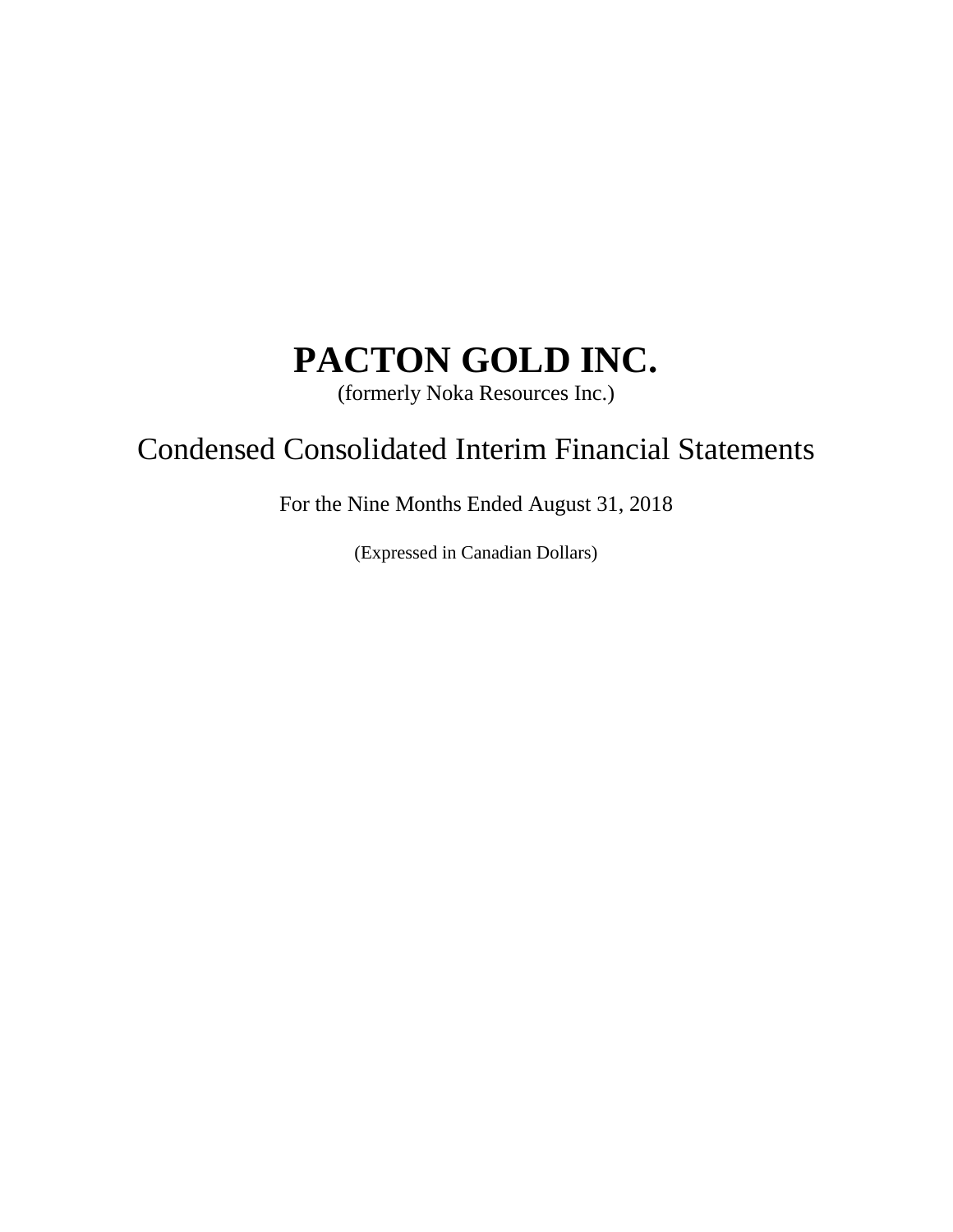# PACTON GOLD INC.

(formerly Noka Resources Inc.)

## Condensed Consolidated Interim Financial Statements

For the Nine Months Ended August 31, 2018

(Expressed in Canadian Dollars)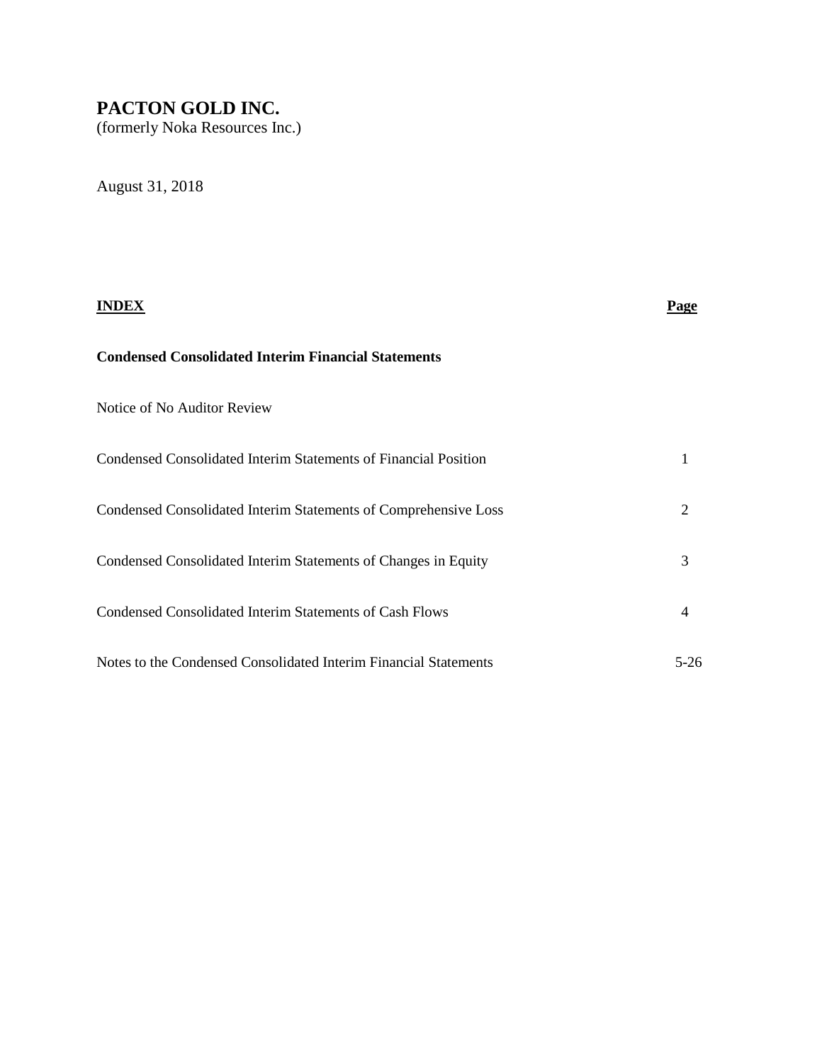# PACTON GOLD INC.

(formerly Noka Resources Inc.)

August 31, 2018

| **INDEX** | **Page** |
|---|---|
| **Condensed Consolidated Interim Financial Statements** | |
| Notice of No Auditor Review | |
| Condensed Consolidated Interim Statements of Financial Position | 1 |
| Condensed Consolidated Interim Statements of Comprehensive Loss | 2 |
| Condensed Consolidated Interim Statements of Changes in Equity | 3 |
| Condensed Consolidated Interim Statements of Cash Flows | 4 |
| Notes to the Condensed Consolidated Interim Financial Statements | 5-26 |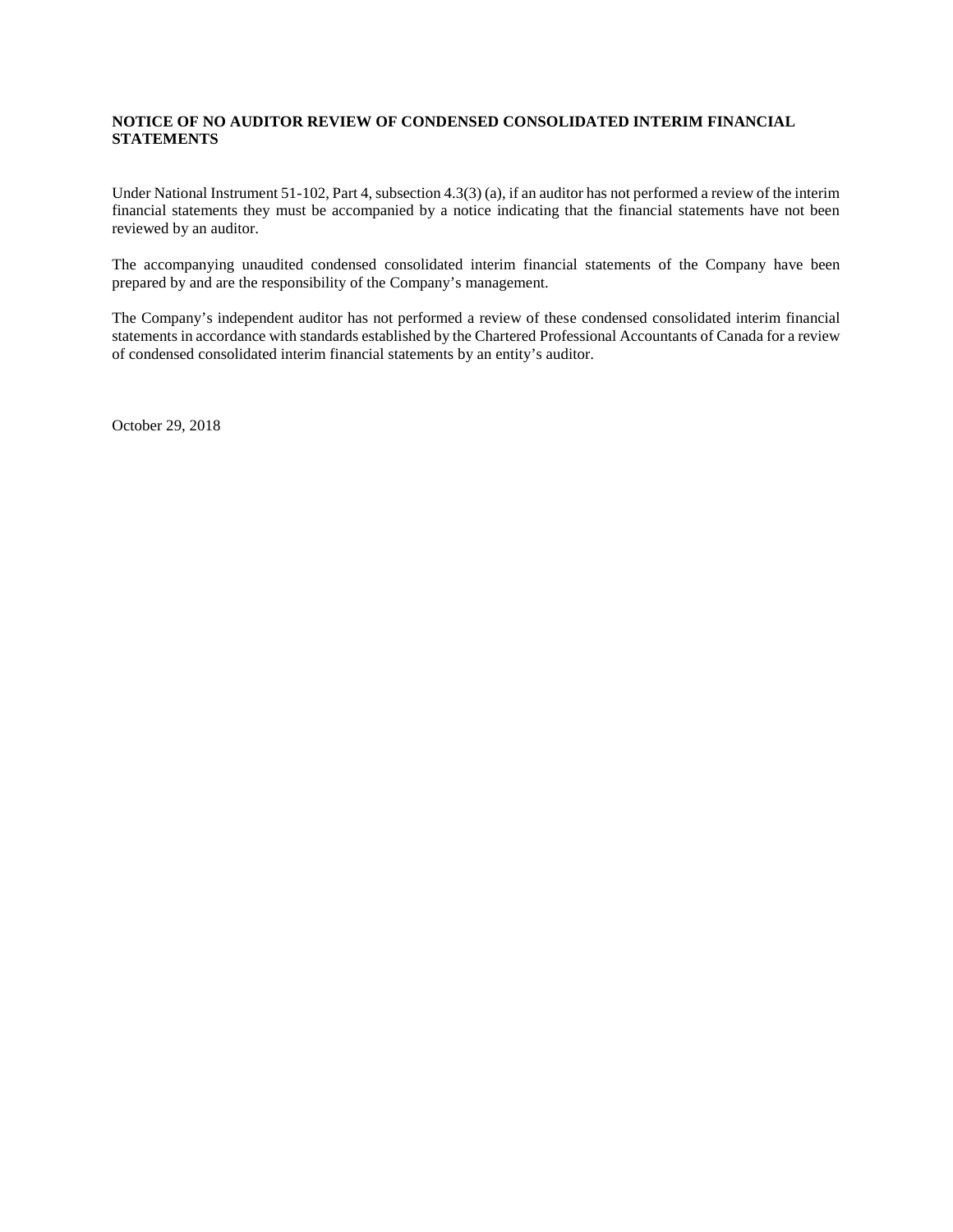**NOTICE OF NO AUDITOR REVIEW OF CONDENSED CONSOLIDATED INTERIM FINANCIAL STATEMENTS**

Under National Instrument 51-102, Part 4, subsection 4.3(3) (a), if an auditor has not performed a review of the interim financial statements they must be accompanied by a notice indicating that the financial statements have not been reviewed by an auditor.

The accompanying unaudited condensed consolidated interim financial statements of the Company have been prepared by and are the responsibility of the Company's management.

The Company's independent auditor has not performed a review of these condensed consolidated interim financial statements in accordance with standards established by the Chartered Professional Accountants of Canada for a review of condensed consolidated interim financial statements by an entity's auditor.

October 29, 2018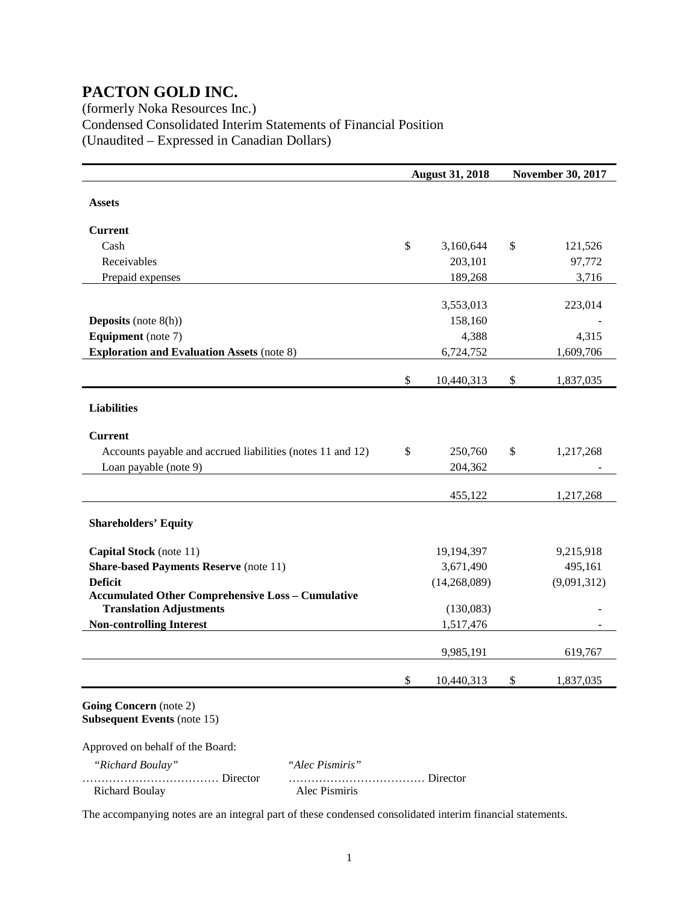# PACTON GOLD INC.

(formerly Noka Resources Inc.)
Condensed Consolidated Interim Statements of Financial Position
(Unaudited – Expressed in Canadian Dollars)

| | August 31, 2018 | November 30, 2017 |
|---|---|---|
| **Assets** | | |
| **Current** | | |
| Cash | $ 3,160,644 | $ 121,526 |
| Receivables | 203,101 | 97,772 |
| Prepaid expenses | 189,268 | 3,716 |
| | 3,553,013 | 223,014 |
| **Deposits** (note 8(h)) | 158,160 | - |
| **Equipment** (note 7) | 4,388 | 4,315 |
| **Exploration and Evaluation Assets** (note 8) | 6,724,752 | 1,609,706 |
| | $ 10,440,313 | $ 1,837,035 |
| **Liabilities** | | |
| **Current** | | |
| Accounts payable and accrued liabilities (notes 11 and 12) | $ 250,760 | $ 1,217,268 |
| Loan payable (note 9) | 204,362 | - |
| | 455,122 | 1,217,268 |
| **Shareholders' Equity** | | |
| **Capital Stock** (note 11) | 19,194,397 | 9,215,918 |
| **Share-based Payments Reserve** (note 11) | 3,671,490 | 495,161 |
| **Deficit** | (14,268,089) | (9,091,312) |
| **Accumulated Other Comprehensive Loss – Cumulative Translation Adjustments** | (130,083) | - |
| **Non-controlling Interest** | 1,517,476 | - |
| | 9,985,191 | 619,767 |
| | $ 10,440,313 | $ 1,837,035 |

**Going Concern** (note 2)
**Subsequent Events** (note 15)

Approved on behalf of the Board:

*"Richard Boulay"* ……………………………… Director
Richard Boulay

*"Alec Pismiris"* ……………………………… Director
Alec Pismiris

The accompanying notes are an integral part of these condensed consolidated interim financial statements.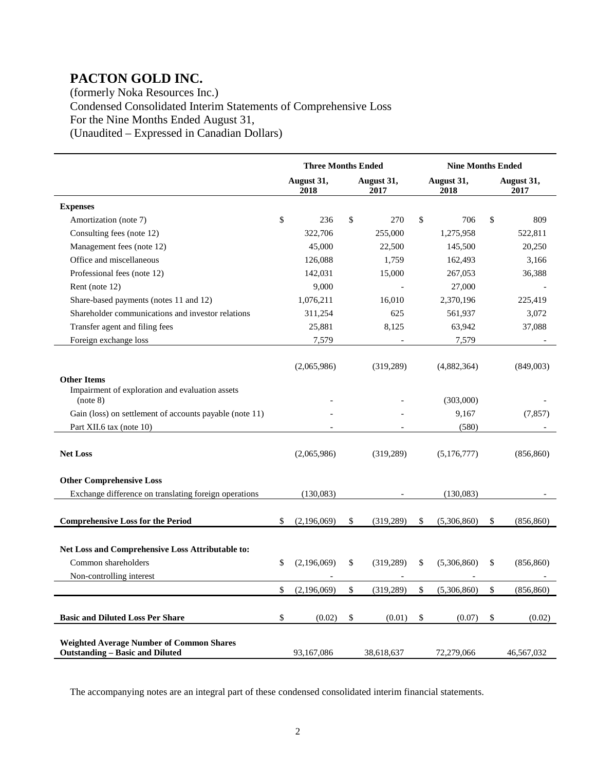# PACTON GOLD INC.

(formerly Noka Resources Inc.)
Condensed Consolidated Interim Statements of Comprehensive Loss
For the Nine Months Ended August 31,
(Unaudited – Expressed in Canadian Dollars)

| | Three Months Ended | | Nine Months Ended | |
|---|---|---|---|---|
| | August 31, 2018 | August 31, 2017 | August 31, 2018 | August 31, 2017 |
| **Expenses** | | | | |
| Amortization (note 7) | $ 236 | $ 270 | $ 706 | $ 809 |
| Consulting fees (note 12) | 322,706 | 255,000 | 1,275,958 | 522,811 |
| Management fees (note 12) | 45,000 | 22,500 | 145,500 | 20,250 |
| Office and miscellaneous | 126,088 | 1,759 | 162,493 | 3,166 |
| Professional fees (note 12) | 142,031 | 15,000 | 267,053 | 36,388 |
| Rent (note 12) | 9,000 | - | 27,000 | - |
| Share-based payments (notes 11 and 12) | 1,076,211 | 16,010 | 2,370,196 | 225,419 |
| Shareholder communications and investor relations | 311,254 | 625 | 561,937 | 3,072 |
| Transfer agent and filing fees | 25,881 | 8,125 | 63,942 | 37,088 |
| Foreign exchange loss | 7,579 | - | 7,579 | - |
| | (2,065,986) | (319,289) | (4,882,364) | (849,003) |
| **Other Items** | | | | |
| Impairment of exploration and evaluation assets (note 8) | - | - | (303,000) | - |
| Gain (loss) on settlement of accounts payable (note 11) | - | - | 9,167 | (7,857) |
| Part XII.6 tax (note 10) | - | - | (580) | - |
| **Net Loss** | (2,065,986) | (319,289) | (5,176,777) | (856,860) |
| **Other Comprehensive Loss** | | | | |
| Exchange difference on translating foreign operations | (130,083) | - | (130,083) | - |
| **Comprehensive Loss for the Period** | $ (2,196,069) | $ (319,289) | $ (5,306,860) | $ (856,860) |
| **Net Loss and Comprehensive Loss Attributable to:** | | | | |
| Common shareholders | $ (2,196,069) | $ (319,289) | $ (5,306,860) | $ (856,860) |
| Non-controlling interest | - | - | - | - |
| | $ (2,196,069) | $ (319,289) | $ (5,306,860) | $ (856,860) |
| **Basic and Diluted Loss Per Share** | $ (0.02) | $ (0.01) | $ (0.07) | $ (0.02) |
| **Weighted Average Number of Common Shares Outstanding – Basic and Diluted** | 93,167,086 | 38,618,637 | 72,279,066 | 46,567,032 |

The accompanying notes are an integral part of these condensed consolidated interim financial statements.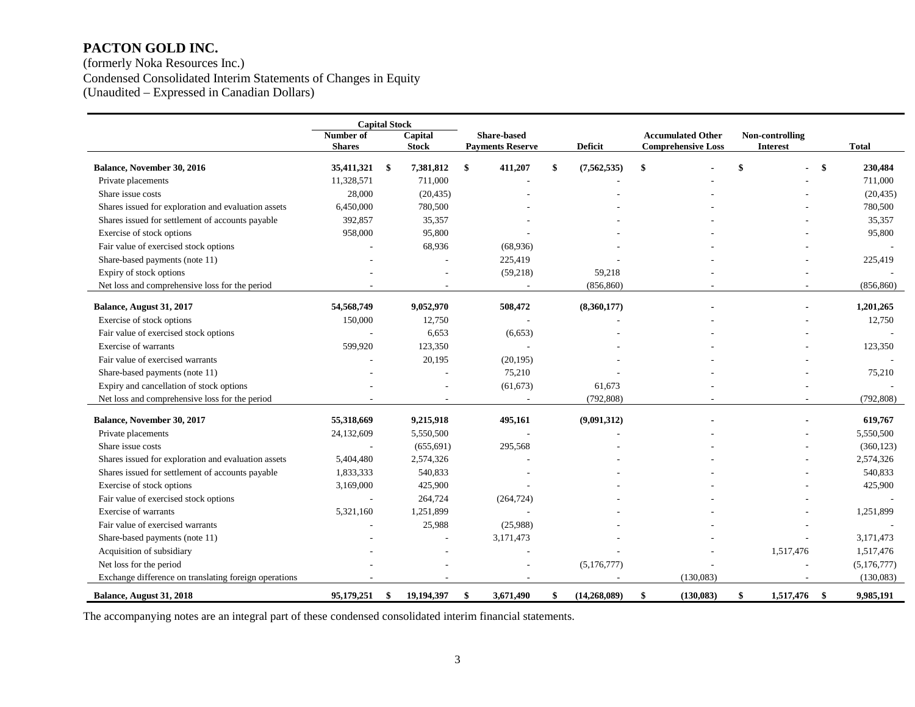# PACTON GOLD INC.

(formerly Noka Resources Inc.)
Condensed Consolidated Interim Statements of Changes in Equity
(Unaudited – Expressed in Canadian Dollars)

| | Capital Stock | | | | | | |
|---|---|---|---|---|---|---|---|
| | Number of Shares | Capital Stock | Share-based Payments Reserve | Deficit | Accumulated Other Comprehensive Loss | Non-controlling Interest | Total |
| **Balance, November 30, 2016** | **35,411,321** | **$ 7,381,812** | **$ 411,207** | **$ (7,562,535)** | **$ -** | **$ -** | **$ 230,484** |
| Private placements | 11,328,571 | 711,000 | - | - | - | - | 711,000 |
| Share issue costs | 28,000 | (20,435) | - | - | - | - | (20,435) |
| Shares issued for exploration and evaluation assets | 6,450,000 | 780,500 | - | - | - | - | 780,500 |
| Shares issued for settlement of accounts payable | 392,857 | 35,357 | - | - | - | - | 35,357 |
| Exercise of stock options | 958,000 | 95,800 | - | - | - | - | 95,800 |
| Fair value of exercised stock options | - | 68,936 | (68,936) | - | - | - | - |
| Share-based payments (note 11) | - | - | 225,419 | - | - | - | 225,419 |
| Expiry of stock options | - | - | (59,218) | 59,218 | - | - | - |
| Net loss and comprehensive loss for the period | - | - | - | (856,860) | - | - | (856,860) |
| **Balance, August 31, 2017** | **54,568,749** | **9,052,970** | **508,472** | **(8,360,177)** | **-** | **-** | **1,201,265** |
| Exercise of stock options | 150,000 | 12,750 | - | - | - | - | 12,750 |
| Fair value of exercised stock options | - | 6,653 | (6,653) | - | - | - | - |
| Exercise of warrants | 599,920 | 123,350 | - | - | - | - | 123,350 |
| Fair value of exercised warrants | - | 20,195 | (20,195) | - | - | - | - |
| Share-based payments (note 11) | - | - | 75,210 | - | - | - | 75,210 |
| Expiry and cancellation of stock options | - | - | (61,673) | 61,673 | - | - | - |
| Net loss and comprehensive loss for the period | - | - | - | (792,808) | - | - | (792,808) |
| **Balance, November 30, 2017** | **55,318,669** | **9,215,918** | **495,161** | **(9,091,312)** | **-** | **-** | **619,767** |
| Private placements | 24,132,609 | 5,550,500 | - | - | - | - | 5,550,500 |
| Share issue costs | - | (655,691) | 295,568 | - | - | - | (360,123) |
| Shares issued for exploration and evaluation assets | 5,404,480 | 2,574,326 | - | - | - | - | 2,574,326 |
| Shares issued for settlement of accounts payable | 1,833,333 | 540,833 | - | - | - | - | 540,833 |
| Exercise of stock options | 3,169,000 | 425,900 | - | - | - | - | 425,900 |
| Fair value of exercised stock options | - | 264,724 | (264,724) | - | - | - | - |
| Exercise of warrants | 5,321,160 | 1,251,899 | - | - | - | - | 1,251,899 |
| Fair value of exercised warrants | - | 25,988 | (25,988) | - | - | - | - |
| Share-based payments (note 11) | - | - | 3,171,473 | - | - | - | 3,171,473 |
| Acquisition of subsidiary | - | - | - | - | - | 1,517,476 | 1,517,476 |
| Net loss for the period | - | - | - | (5,176,777) | - | - | (5,176,777) |
| Exchange difference on translating foreign operations | - | - | - | - | (130,083) | - | (130,083) |
| **Balance, August 31, 2018** | **95,179,251** | **$ 19,194,397** | **$ 3,671,490** | **$ (14,268,089)** | **$ (130,083)** | **$ 1,517,476** | **$ 9,985,191** |

The accompanying notes are an integral part of these condensed consolidated interim financial statements.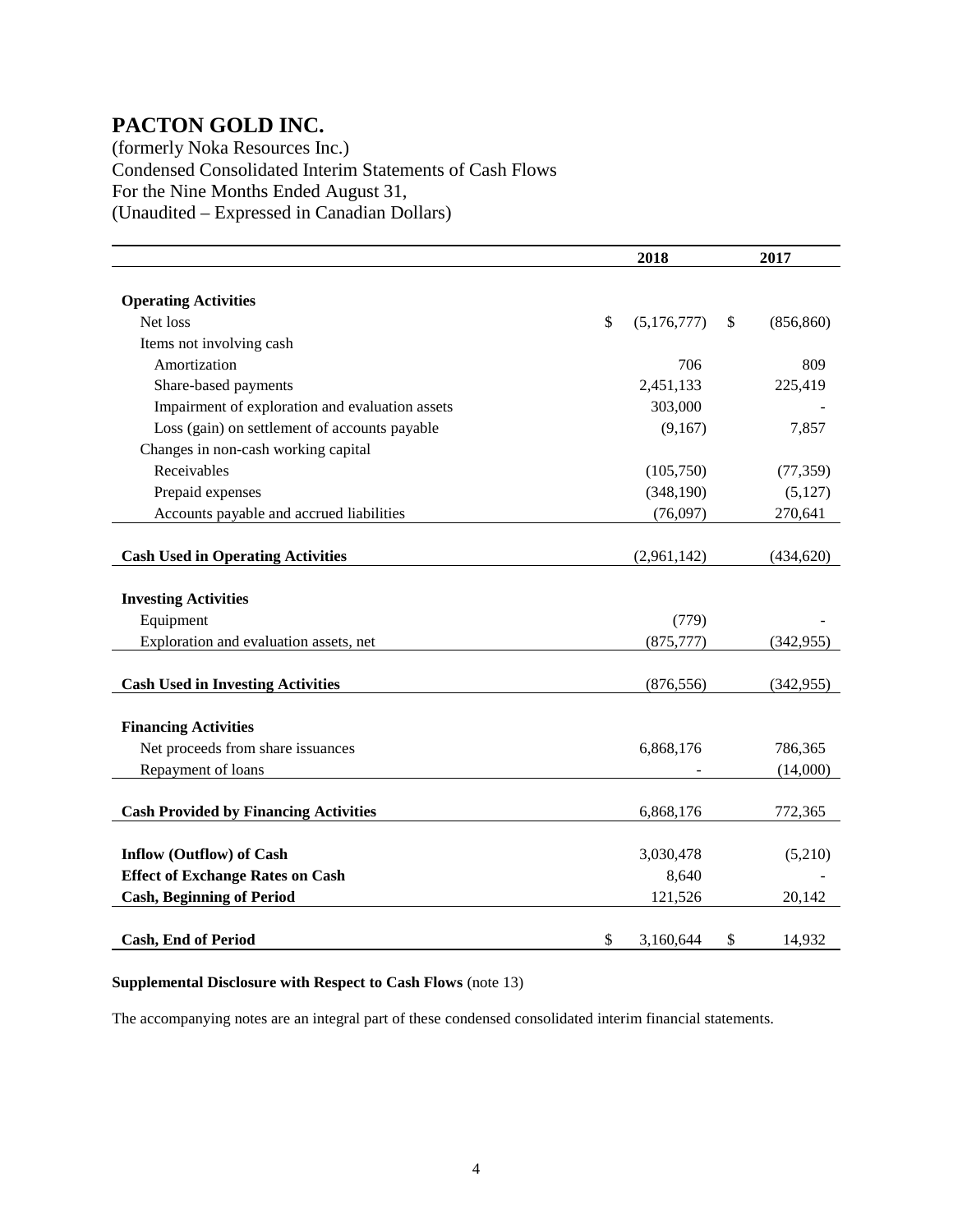# PACTON GOLD INC.

(formerly Noka Resources Inc.)
Condensed Consolidated Interim Statements of Cash Flows
For the Nine Months Ended August 31,
(Unaudited – Expressed in Canadian Dollars)

| | 2018 | 2017 |
|---|---|---|
| **Operating Activities** | | |
| Net loss | $ (5,176,777) | $ (856,860) |
| Items not involving cash | | |
| Amortization | 706 | 809 |
| Share-based payments | 2,451,133 | 225,419 |
| Impairment of exploration and evaluation assets | 303,000 | - |
| Loss (gain) on settlement of accounts payable | (9,167) | 7,857 |
| Changes in non-cash working capital | | |
| Receivables | (105,750) | (77,359) |
| Prepaid expenses | (348,190) | (5,127) |
| Accounts payable and accrued liabilities | (76,097) | 270,641 |
| **Cash Used in Operating Activities** | (2,961,142) | (434,620) |
| **Investing Activities** | | |
| Equipment | (779) | - |
| Exploration and evaluation assets, net | (875,777) | (342,955) |
| **Cash Used in Investing Activities** | (876,556) | (342,955) |
| **Financing Activities** | | |
| Net proceeds from share issuances | 6,868,176 | 786,365 |
| Repayment of loans | - | (14,000) |
| **Cash Provided by Financing Activities** | 6,868,176 | 772,365 |
| **Inflow (Outflow) of Cash** | 3,030,478 | (5,210) |
| **Effect of Exchange Rates on Cash** | 8,640 | - |
| **Cash, Beginning of Period** | 121,526 | 20,142 |
| **Cash, End of Period** | $ 3,160,644 | $ 14,932 |

**Supplemental Disclosure with Respect to Cash Flows** (note 13)

The accompanying notes are an integral part of these condensed consolidated interim financial statements.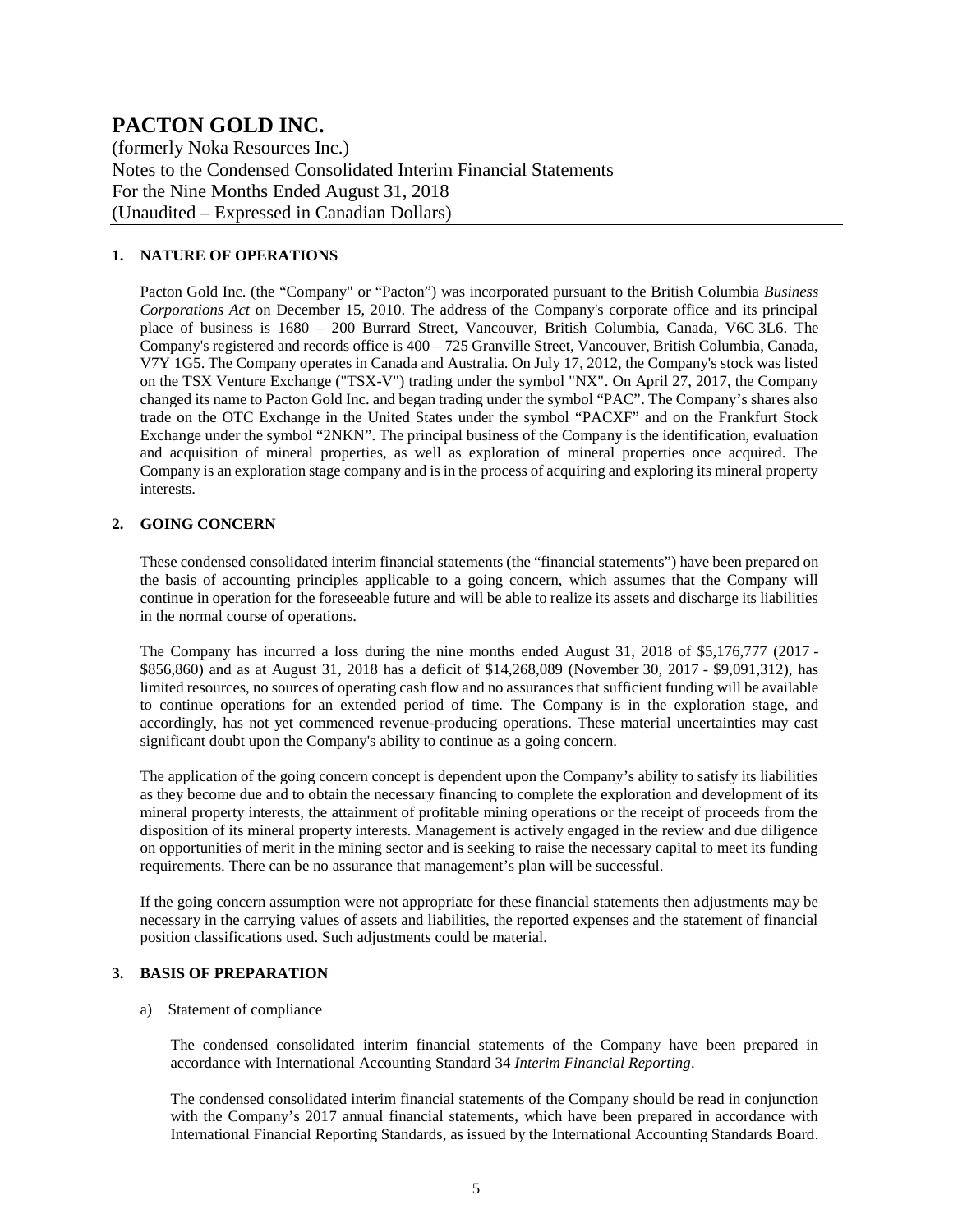# PACTON GOLD INC.

(formerly Noka Resources Inc.)
Notes to the Condensed Consolidated Interim Financial Statements
For the Nine Months Ended August 31, 2018
(Unaudited – Expressed in Canadian Dollars)

## 1. NATURE OF OPERATIONS

Pacton Gold Inc. (the "Company" or "Pacton") was incorporated pursuant to the British Columbia *Business Corporations Act* on December 15, 2010. The address of the Company's corporate office and its principal place of business is 1680 – 200 Burrard Street, Vancouver, British Columbia, Canada, V6C 3L6. The Company's registered and records office is 400 – 725 Granville Street, Vancouver, British Columbia, Canada, V7Y 1G5. The Company operates in Canada and Australia. On July 17, 2012, the Company's stock was listed on the TSX Venture Exchange ("TSX-V") trading under the symbol "NX". On April 27, 2017, the Company changed its name to Pacton Gold Inc. and began trading under the symbol "PAC". The Company's shares also trade on the OTC Exchange in the United States under the symbol "PACXF" and on the Frankfurt Stock Exchange under the symbol "2NKN". The principal business of the Company is the identification, evaluation and acquisition of mineral properties, as well as exploration of mineral properties once acquired. The Company is an exploration stage company and is in the process of acquiring and exploring its mineral property interests.

## 2. GOING CONCERN

These condensed consolidated interim financial statements (the "financial statements") have been prepared on the basis of accounting principles applicable to a going concern, which assumes that the Company will continue in operation for the foreseeable future and will be able to realize its assets and discharge its liabilities in the normal course of operations.

The Company has incurred a loss during the nine months ended August 31, 2018 of $5,176,777 (2017 - $856,860) and as at August 31, 2018 has a deficit of $14,268,089 (November 30, 2017 - $9,091,312), has limited resources, no sources of operating cash flow and no assurances that sufficient funding will be available to continue operations for an extended period of time. The Company is in the exploration stage, and accordingly, has not yet commenced revenue-producing operations. These material uncertainties may cast significant doubt upon the Company's ability to continue as a going concern.

The application of the going concern concept is dependent upon the Company's ability to satisfy its liabilities as they become due and to obtain the necessary financing to complete the exploration and development of its mineral property interests, the attainment of profitable mining operations or the receipt of proceeds from the disposition of its mineral property interests. Management is actively engaged in the review and due diligence on opportunities of merit in the mining sector and is seeking to raise the necessary capital to meet its funding requirements. There can be no assurance that management's plan will be successful.

If the going concern assumption were not appropriate for these financial statements then adjustments may be necessary in the carrying values of assets and liabilities, the reported expenses and the statement of financial position classifications used. Such adjustments could be material.

## 3. BASIS OF PREPARATION

a) Statement of compliance

The condensed consolidated interim financial statements of the Company have been prepared in accordance with International Accounting Standard 34 *Interim Financial Reporting*.

The condensed consolidated interim financial statements of the Company should be read in conjunction with the Company's 2017 annual financial statements, which have been prepared in accordance with International Financial Reporting Standards, as issued by the International Accounting Standards Board.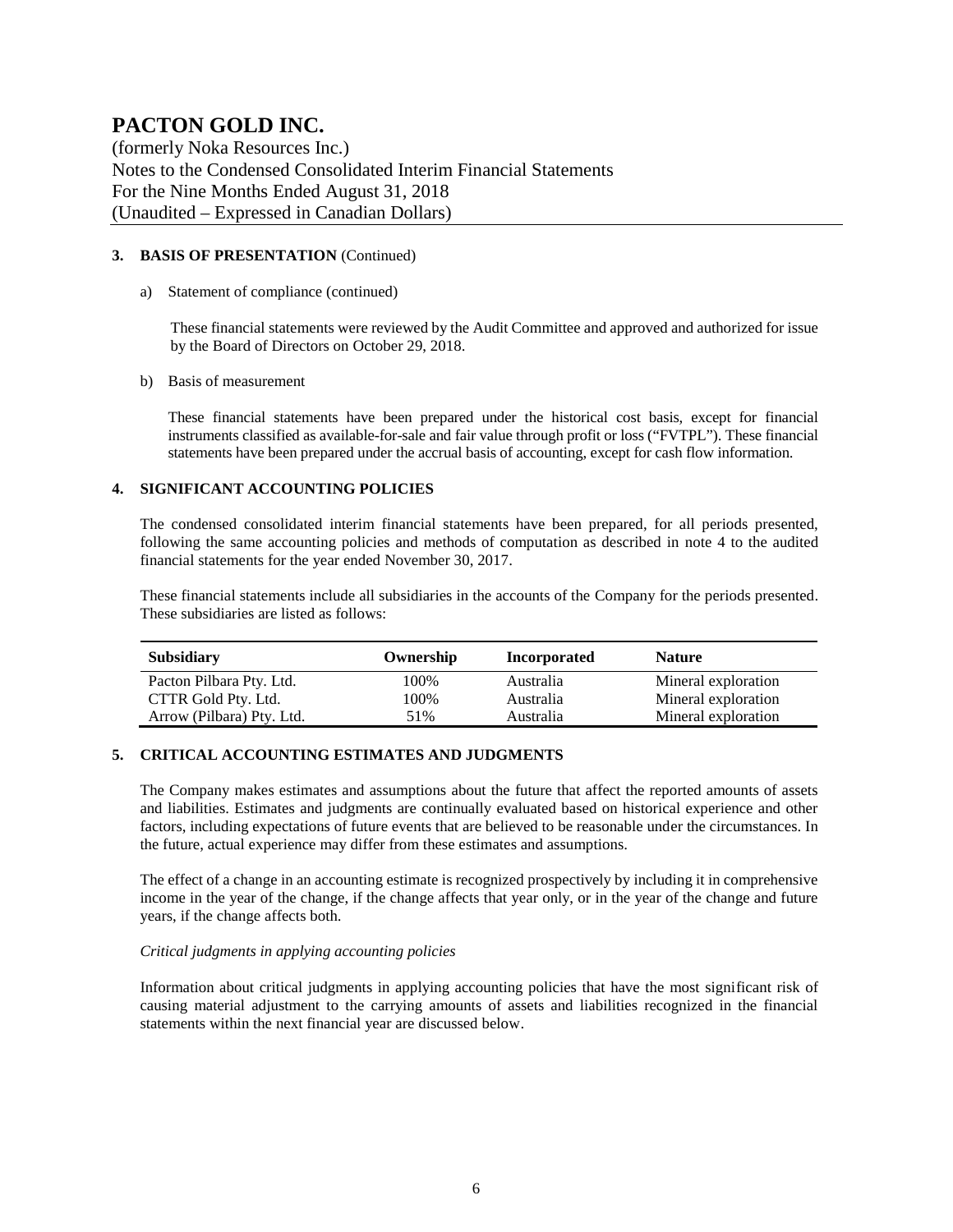## 3. BASIS OF PRESENTATION (Continued)

a) Statement of compliance (continued)

These financial statements were reviewed by the Audit Committee and approved and authorized for issue by the Board of Directors on October 29, 2018.

b) Basis of measurement

These financial statements have been prepared under the historical cost basis, except for financial instruments classified as available-for-sale and fair value through profit or loss ("FVTPL"). These financial statements have been prepared under the accrual basis of accounting, except for cash flow information.

## 4. SIGNIFICANT ACCOUNTING POLICIES

The condensed consolidated interim financial statements have been prepared, for all periods presented, following the same accounting policies and methods of computation as described in note 4 to the audited financial statements for the year ended November 30, 2017.

These financial statements include all subsidiaries in the accounts of the Company for the periods presented. These subsidiaries are listed as follows:

| Subsidiary | Ownership | Incorporated | Nature |
|---|---|---|---|
| Pacton Pilbara Pty. Ltd. | 100% | Australia | Mineral exploration |
| CTTR Gold Pty. Ltd. | 100% | Australia | Mineral exploration |
| Arrow (Pilbara) Pty. Ltd. | 51% | Australia | Mineral exploration |

## 5. CRITICAL ACCOUNTING ESTIMATES AND JUDGMENTS

The Company makes estimates and assumptions about the future that affect the reported amounts of assets and liabilities. Estimates and judgments are continually evaluated based on historical experience and other factors, including expectations of future events that are believed to be reasonable under the circumstances. In the future, actual experience may differ from these estimates and assumptions.

The effect of a change in an accounting estimate is recognized prospectively by including it in comprehensive income in the year of the change, if the change affects that year only, or in the year of the change and future years, if the change affects both.

*Critical judgments in applying accounting policies*

Information about critical judgments in applying accounting policies that have the most significant risk of causing material adjustment to the carrying amounts of assets and liabilities recognized in the financial statements within the next financial year are discussed below.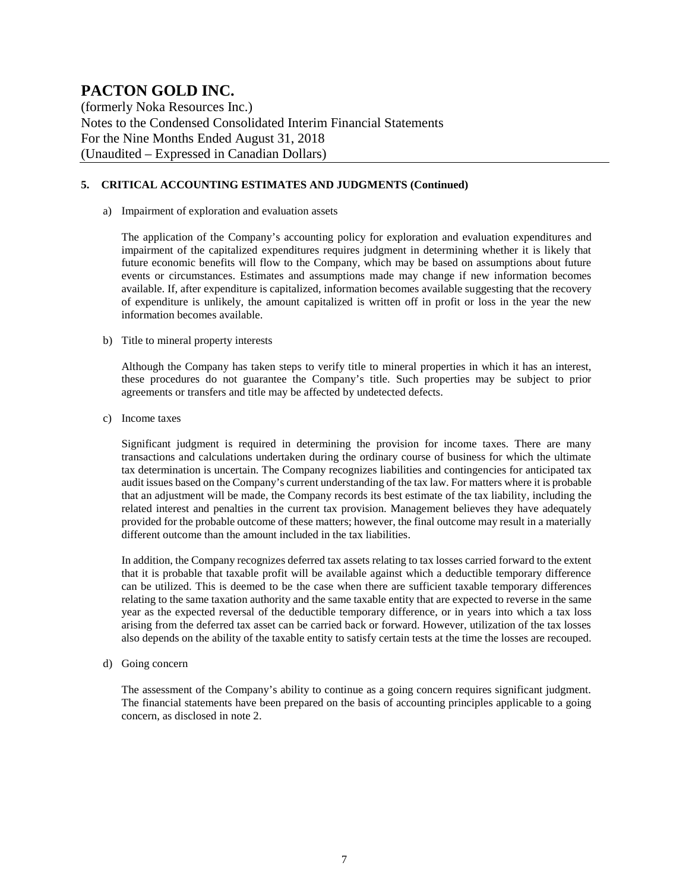## 5. CRITICAL ACCOUNTING ESTIMATES AND JUDGMENTS (Continued)

a) Impairment of exploration and evaluation assets

The application of the Company's accounting policy for exploration and evaluation expenditures and impairment of the capitalized expenditures requires judgment in determining whether it is likely that future economic benefits will flow to the Company, which may be based on assumptions about future events or circumstances. Estimates and assumptions made may change if new information becomes available. If, after expenditure is capitalized, information becomes available suggesting that the recovery of expenditure is unlikely, the amount capitalized is written off in profit or loss in the year the new information becomes available.

b) Title to mineral property interests

Although the Company has taken steps to verify title to mineral properties in which it has an interest, these procedures do not guarantee the Company's title. Such properties may be subject to prior agreements or transfers and title may be affected by undetected defects.

c) Income taxes

Significant judgment is required in determining the provision for income taxes. There are many transactions and calculations undertaken during the ordinary course of business for which the ultimate tax determination is uncertain. The Company recognizes liabilities and contingencies for anticipated tax audit issues based on the Company's current understanding of the tax law. For matters where it is probable that an adjustment will be made, the Company records its best estimate of the tax liability, including the related interest and penalties in the current tax provision. Management believes they have adequately provided for the probable outcome of these matters; however, the final outcome may result in a materially different outcome than the amount included in the tax liabilities.

In addition, the Company recognizes deferred tax assets relating to tax losses carried forward to the extent that it is probable that taxable profit will be available against which a deductible temporary difference can be utilized. This is deemed to be the case when there are sufficient taxable temporary differences relating to the same taxation authority and the same taxable entity that are expected to reverse in the same year as the expected reversal of the deductible temporary difference, or in years into which a tax loss arising from the deferred tax asset can be carried back or forward. However, utilization of the tax losses also depends on the ability of the taxable entity to satisfy certain tests at the time the losses are recouped.

d) Going concern

The assessment of the Company's ability to continue as a going concern requires significant judgment. The financial statements have been prepared on the basis of accounting principles applicable to a going concern, as disclosed in note 2.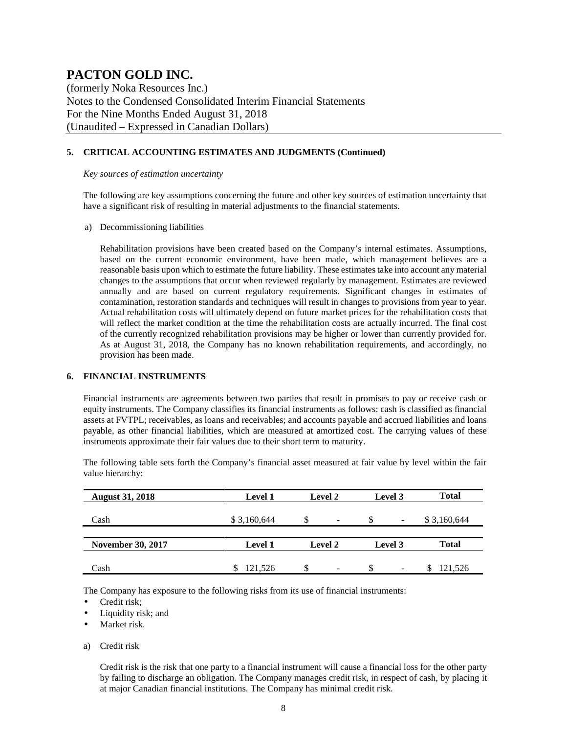## 5. CRITICAL ACCOUNTING ESTIMATES AND JUDGMENTS (Continued)

*Key sources of estimation uncertainty*

The following are key assumptions concerning the future and other key sources of estimation uncertainty that have a significant risk of resulting in material adjustments to the financial statements.

a) Decommissioning liabilities

Rehabilitation provisions have been created based on the Company's internal estimates. Assumptions, based on the current economic environment, have been made, which management believes are a reasonable basis upon which to estimate the future liability. These estimates take into account any material changes to the assumptions that occur when reviewed regularly by management. Estimates are reviewed annually and are based on current regulatory requirements. Significant changes in estimates of contamination, restoration standards and techniques will result in changes to provisions from year to year. Actual rehabilitation costs will ultimately depend on future market prices for the rehabilitation costs that will reflect the market condition at the time the rehabilitation costs are actually incurred. The final cost of the currently recognized rehabilitation provisions may be higher or lower than currently provided for. As at August 31, 2018, the Company has no known rehabilitation requirements, and accordingly, no provision has been made.

## 6. FINANCIAL INSTRUMENTS

Financial instruments are agreements between two parties that result in promises to pay or receive cash or equity instruments. The Company classifies its financial instruments as follows: cash is classified as financial assets at FVTPL; receivables, as loans and receivables; and accounts payable and accrued liabilities and loans payable, as other financial liabilities, which are measured at amortized cost. The carrying values of these instruments approximate their fair values due to their short term to maturity.

The following table sets forth the Company's financial asset measured at fair value by level within the fair value hierarchy:

| **August 31, 2018** | **Level 1** | **Level 2** | **Level 3** | **Total** |
|---|---|---|---|---|
| Cash | $ 3,160,644 | $ - | $ - | $ 3,160,644 |
| **November 30, 2017** | **Level 1** | **Level 2** | **Level 3** | **Total** |
| Cash | $ 121,526 | $ - | $ - | $ 121,526 |

The Company has exposure to the following risks from its use of financial instruments:

- Credit risk;
- Liquidity risk; and
- Market risk.

a) Credit risk

Credit risk is the risk that one party to a financial instrument will cause a financial loss for the other party by failing to discharge an obligation. The Company manages credit risk, in respect of cash, by placing it at major Canadian financial institutions. The Company has minimal credit risk.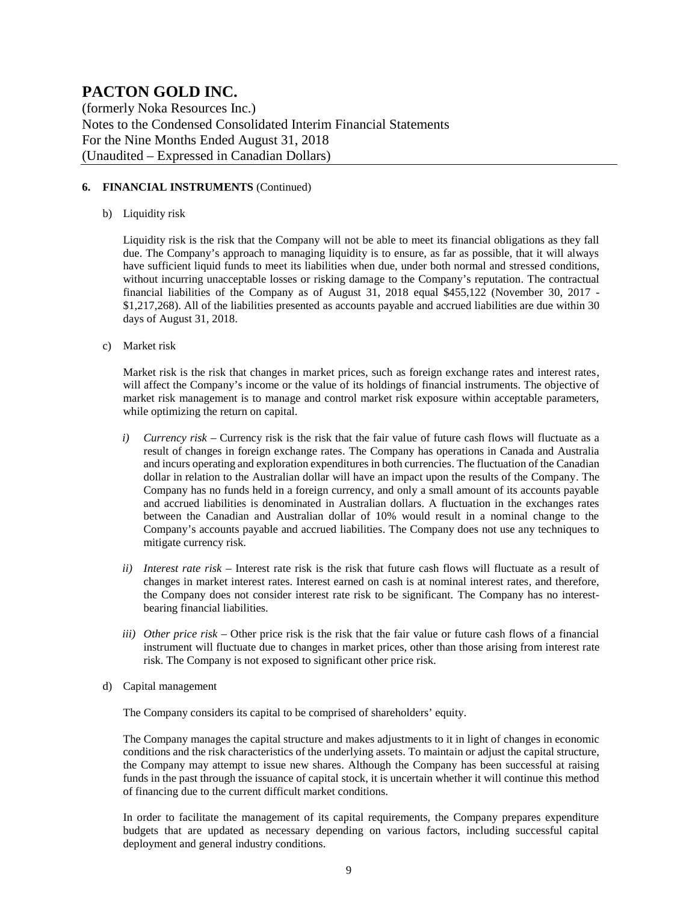## 6. FINANCIAL INSTRUMENTS (Continued)

b) Liquidity risk

Liquidity risk is the risk that the Company will not be able to meet its financial obligations as they fall due. The Company's approach to managing liquidity is to ensure, as far as possible, that it will always have sufficient liquid funds to meet its liabilities when due, under both normal and stressed conditions, without incurring unacceptable losses or risking damage to the Company's reputation. The contractual financial liabilities of the Company as of August 31, 2018 equal $455,122 (November 30, 2017 - $1,217,268). All of the liabilities presented as accounts payable and accrued liabilities are due within 30 days of August 31, 2018.

c) Market risk

Market risk is the risk that changes in market prices, such as foreign exchange rates and interest rates, will affect the Company's income or the value of its holdings of financial instruments. The objective of market risk management is to manage and control market risk exposure within acceptable parameters, while optimizing the return on capital.

*i) Currency risk* – Currency risk is the risk that the fair value of future cash flows will fluctuate as a result of changes in foreign exchange rates. The Company has operations in Canada and Australia and incurs operating and exploration expenditures in both currencies. The fluctuation of the Canadian dollar in relation to the Australian dollar will have an impact upon the results of the Company. The Company has no funds held in a foreign currency, and only a small amount of its accounts payable and accrued liabilities is denominated in Australian dollars. A fluctuation in the exchanges rates between the Canadian and Australian dollar of 10% would result in a nominal change to the Company's accounts payable and accrued liabilities. The Company does not use any techniques to mitigate currency risk.

*ii) Interest rate risk* – Interest rate risk is the risk that future cash flows will fluctuate as a result of changes in market interest rates. Interest earned on cash is at nominal interest rates, and therefore, the Company does not consider interest rate risk to be significant. The Company has no interest-bearing financial liabilities.

*iii) Other price risk* – Other price risk is the risk that the fair value or future cash flows of a financial instrument will fluctuate due to changes in market prices, other than those arising from interest rate risk. The Company is not exposed to significant other price risk.

d) Capital management

The Company considers its capital to be comprised of shareholders' equity.

The Company manages the capital structure and makes adjustments to it in light of changes in economic conditions and the risk characteristics of the underlying assets. To maintain or adjust the capital structure, the Company may attempt to issue new shares. Although the Company has been successful at raising funds in the past through the issuance of capital stock, it is uncertain whether it will continue this method of financing due to the current difficult market conditions.

In order to facilitate the management of its capital requirements, the Company prepares expenditure budgets that are updated as necessary depending on various factors, including successful capital deployment and general industry conditions.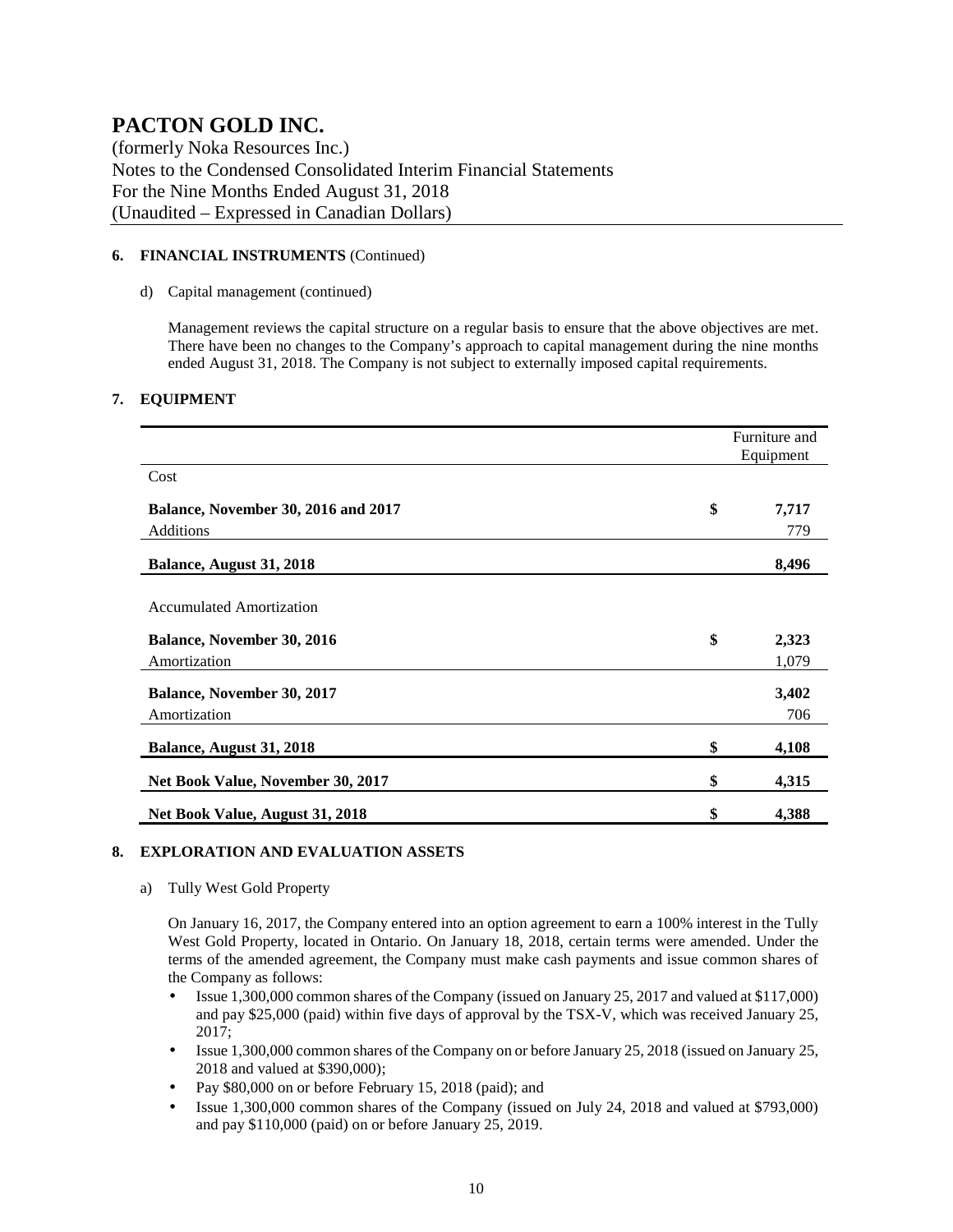# PACTON GOLD INC.

(formerly Noka Resources Inc.)
Notes to the Condensed Consolidated Interim Financial Statements
For the Nine Months Ended August 31, 2018
(Unaudited – Expressed in Canadian Dollars)

**6. FINANCIAL INSTRUMENTS** (Continued)

d) Capital management (continued)

Management reviews the capital structure on a regular basis to ensure that the above objectives are met. There have been no changes to the Company's approach to capital management during the nine months ended August 31, 2018. The Company is not subject to externally imposed capital requirements.

**7. EQUIPMENT**

| | | Furniture and Equipment |
|---|---|---|
| Cost | | |
| **Balance, November 30, 2016 and 2017** | **$** | **7,717** |
| Additions | | 779 |
| **Balance, August 31, 2018** | | **8,496** |
| Accumulated Amortization | | |
| **Balance, November 30, 2016** | **$** | **2,323** |
| Amortization | | 1,079 |
| **Balance, November 30, 2017** | | **3,402** |
| Amortization | | 706 |
| **Balance, August 31, 2018** | **$** | **4,108** |
| **Net Book Value, November 30, 2017** | **$** | **4,315** |
| **Net Book Value, August 31, 2018** | **$** | **4,388** |

**8. EXPLORATION AND EVALUATION ASSETS**

a) Tully West Gold Property

On January 16, 2017, the Company entered into an option agreement to earn a 100% interest in the Tully West Gold Property, located in Ontario. On January 18, 2018, certain terms were amended. Under the terms of the amended agreement, the Company must make cash payments and issue common shares of the Company as follows:

- Issue 1,300,000 common shares of the Company (issued on January 25, 2017 and valued at $117,000) and pay $25,000 (paid) within five days of approval by the TSX-V, which was received January 25, 2017;
- Issue 1,300,000 common shares of the Company on or before January 25, 2018 (issued on January 25, 2018 and valued at $390,000);
- Pay $80,000 on or before February 15, 2018 (paid); and
- Issue 1,300,000 common shares of the Company (issued on July 24, 2018 and valued at $793,000) and pay $110,000 (paid) on or before January 25, 2019.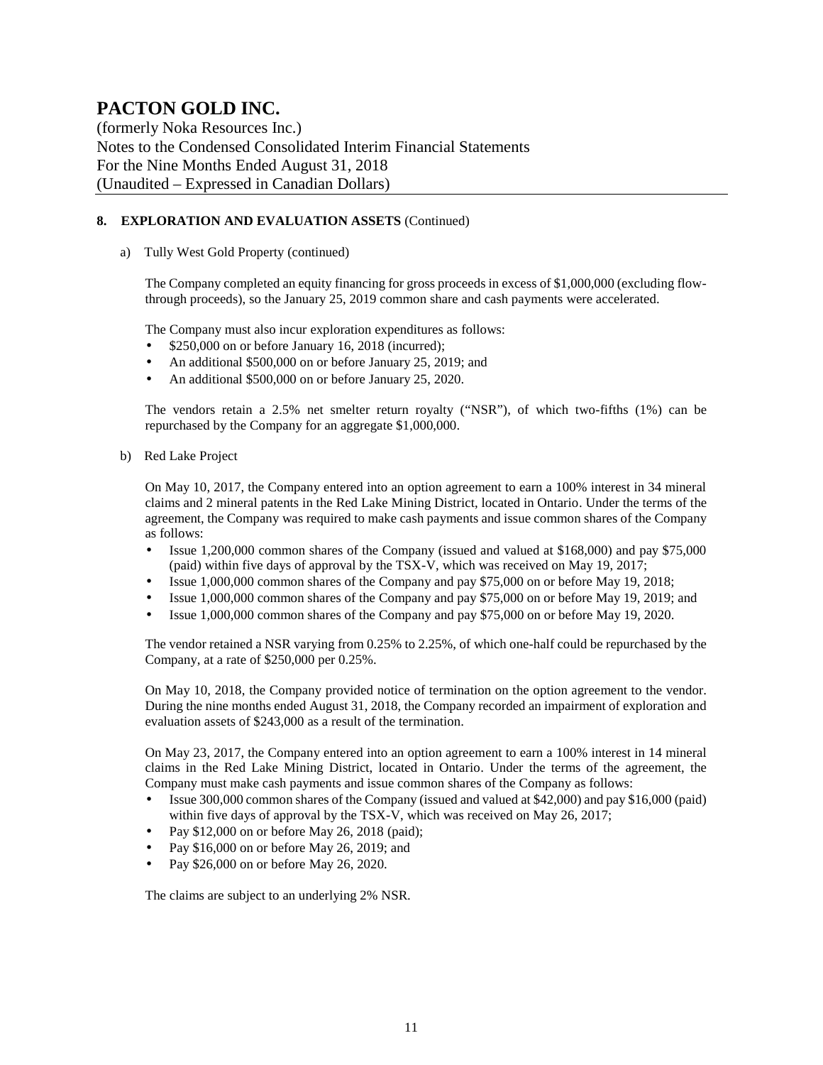## 8. EXPLORATION AND EVALUATION ASSETS (Continued)

a) Tully West Gold Property (continued)

The Company completed an equity financing for gross proceeds in excess of $1,000,000 (excluding flow-through proceeds), so the January 25, 2019 common share and cash payments were accelerated.

The Company must also incur exploration expenditures as follows:

- $250,000 on or before January 16, 2018 (incurred);
- An additional $500,000 on or before January 25, 2019; and
- An additional $500,000 on or before January 25, 2020.

The vendors retain a 2.5% net smelter return royalty ("NSR"), of which two-fifths (1%) can be repurchased by the Company for an aggregate $1,000,000.

b) Red Lake Project

On May 10, 2017, the Company entered into an option agreement to earn a 100% interest in 34 mineral claims and 2 mineral patents in the Red Lake Mining District, located in Ontario. Under the terms of the agreement, the Company was required to make cash payments and issue common shares of the Company as follows:

- Issue 1,200,000 common shares of the Company (issued and valued at $168,000) and pay $75,000 (paid) within five days of approval by the TSX-V, which was received on May 19, 2017;
- Issue 1,000,000 common shares of the Company and pay $75,000 on or before May 19, 2018;
- Issue 1,000,000 common shares of the Company and pay $75,000 on or before May 19, 2019; and
- Issue 1,000,000 common shares of the Company and pay $75,000 on or before May 19, 2020.

The vendor retained a NSR varying from 0.25% to 2.25%, of which one-half could be repurchased by the Company, at a rate of $250,000 per 0.25%.

On May 10, 2018, the Company provided notice of termination on the option agreement to the vendor. During the nine months ended August 31, 2018, the Company recorded an impairment of exploration and evaluation assets of $243,000 as a result of the termination.

On May 23, 2017, the Company entered into an option agreement to earn a 100% interest in 14 mineral claims in the Red Lake Mining District, located in Ontario. Under the terms of the agreement, the Company must make cash payments and issue common shares of the Company as follows:

- Issue 300,000 common shares of the Company (issued and valued at $42,000) and pay $16,000 (paid) within five days of approval by the TSX-V, which was received on May 26, 2017;
- Pay $12,000 on or before May 26, 2018 (paid);
- Pay $16,000 on or before May 26, 2019; and
- Pay $26,000 on or before May 26, 2020.

The claims are subject to an underlying 2% NSR.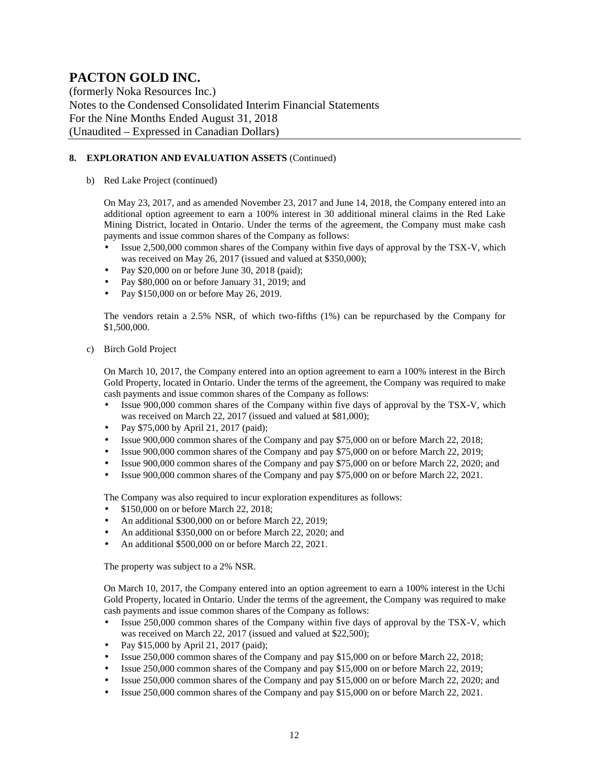## 8. EXPLORATION AND EVALUATION ASSETS (Continued)

b) Red Lake Project (continued)

On May 23, 2017, and as amended November 23, 2017 and June 14, 2018, the Company entered into an additional option agreement to earn a 100% interest in 30 additional mineral claims in the Red Lake Mining District, located in Ontario. Under the terms of the agreement, the Company must make cash payments and issue common shares of the Company as follows:

- Issue 2,500,000 common shares of the Company within five days of approval by the TSX-V, which was received on May 26, 2017 (issued and valued at $350,000);
- Pay $20,000 on or before June 30, 2018 (paid);
- Pay $80,000 on or before January 31, 2019; and
- Pay $150,000 on or before May 26, 2019.

The vendors retain a 2.5% NSR, of which two-fifths (1%) can be repurchased by the Company for $1,500,000.

c) Birch Gold Project

On March 10, 2017, the Company entered into an option agreement to earn a 100% interest in the Birch Gold Property, located in Ontario. Under the terms of the agreement, the Company was required to make cash payments and issue common shares of the Company as follows:

- Issue 900,000 common shares of the Company within five days of approval by the TSX-V, which was received on March 22, 2017 (issued and valued at $81,000);
- Pay $75,000 by April 21, 2017 (paid);
- Issue 900,000 common shares of the Company and pay $75,000 on or before March 22, 2018;
- Issue 900,000 common shares of the Company and pay $75,000 on or before March 22, 2019;
- Issue 900,000 common shares of the Company and pay $75,000 on or before March 22, 2020; and
- Issue 900,000 common shares of the Company and pay $75,000 on or before March 22, 2021.

The Company was also required to incur exploration expenditures as follows:

- $150,000 on or before March 22, 2018;
- An additional $300,000 on or before March 22, 2019;
- An additional $350,000 on or before March 22, 2020; and
- An additional $500,000 on or before March 22, 2021.

The property was subject to a 2% NSR.

On March 10, 2017, the Company entered into an option agreement to earn a 100% interest in the Uchi Gold Property, located in Ontario. Under the terms of the agreement, the Company was required to make cash payments and issue common shares of the Company as follows:

- Issue 250,000 common shares of the Company within five days of approval by the TSX-V, which was received on March 22, 2017 (issued and valued at $22,500);
- Pay $15,000 by April 21, 2017 (paid);
- Issue 250,000 common shares of the Company and pay $15,000 on or before March 22, 2018;
- Issue 250,000 common shares of the Company and pay $15,000 on or before March 22, 2019;
- Issue 250,000 common shares of the Company and pay $15,000 on or before March 22, 2020; and
- Issue 250,000 common shares of the Company and pay $15,000 on or before March 22, 2021.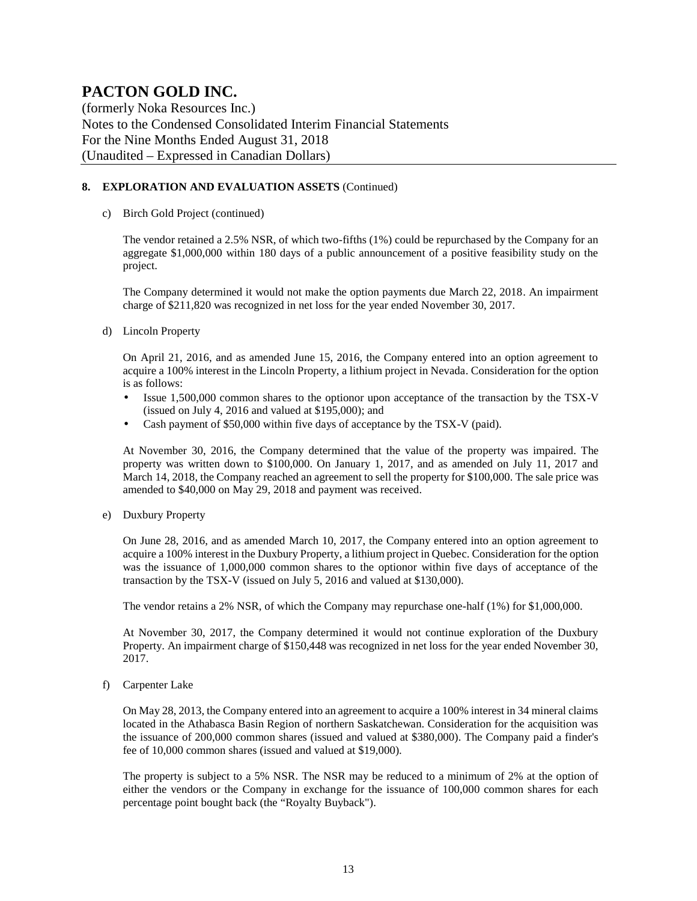## 8. EXPLORATION AND EVALUATION ASSETS (Continued)

c) Birch Gold Project (continued)

The vendor retained a 2.5% NSR, of which two-fifths (1%) could be repurchased by the Company for an aggregate $1,000,000 within 180 days of a public announcement of a positive feasibility study on the project.

The Company determined it would not make the option payments due March 22, 2018. An impairment charge of $211,820 was recognized in net loss for the year ended November 30, 2017.

d) Lincoln Property

On April 21, 2016, and as amended June 15, 2016, the Company entered into an option agreement to acquire a 100% interest in the Lincoln Property, a lithium project in Nevada. Consideration for the option is as follows:

- Issue 1,500,000 common shares to the optionor upon acceptance of the transaction by the TSX-V (issued on July 4, 2016 and valued at $195,000); and
- Cash payment of $50,000 within five days of acceptance by the TSX-V (paid).

At November 30, 2016, the Company determined that the value of the property was impaired. The property was written down to $100,000. On January 1, 2017, and as amended on July 11, 2017 and March 14, 2018, the Company reached an agreement to sell the property for $100,000. The sale price was amended to $40,000 on May 29, 2018 and payment was received.

e) Duxbury Property

On June 28, 2016, and as amended March 10, 2017, the Company entered into an option agreement to acquire a 100% interest in the Duxbury Property, a lithium project in Quebec. Consideration for the option was the issuance of 1,000,000 common shares to the optionor within five days of acceptance of the transaction by the TSX-V (issued on July 5, 2016 and valued at $130,000).

The vendor retains a 2% NSR, of which the Company may repurchase one-half (1%) for $1,000,000.

At November 30, 2017, the Company determined it would not continue exploration of the Duxbury Property. An impairment charge of $150,448 was recognized in net loss for the year ended November 30, 2017.

f) Carpenter Lake

On May 28, 2013, the Company entered into an agreement to acquire a 100% interest in 34 mineral claims located in the Athabasca Basin Region of northern Saskatchewan. Consideration for the acquisition was the issuance of 200,000 common shares (issued and valued at $380,000). The Company paid a finder's fee of 10,000 common shares (issued and valued at $19,000).

The property is subject to a 5% NSR. The NSR may be reduced to a minimum of 2% at the option of either the vendors or the Company in exchange for the issuance of 100,000 common shares for each percentage point bought back (the "Royalty Buyback").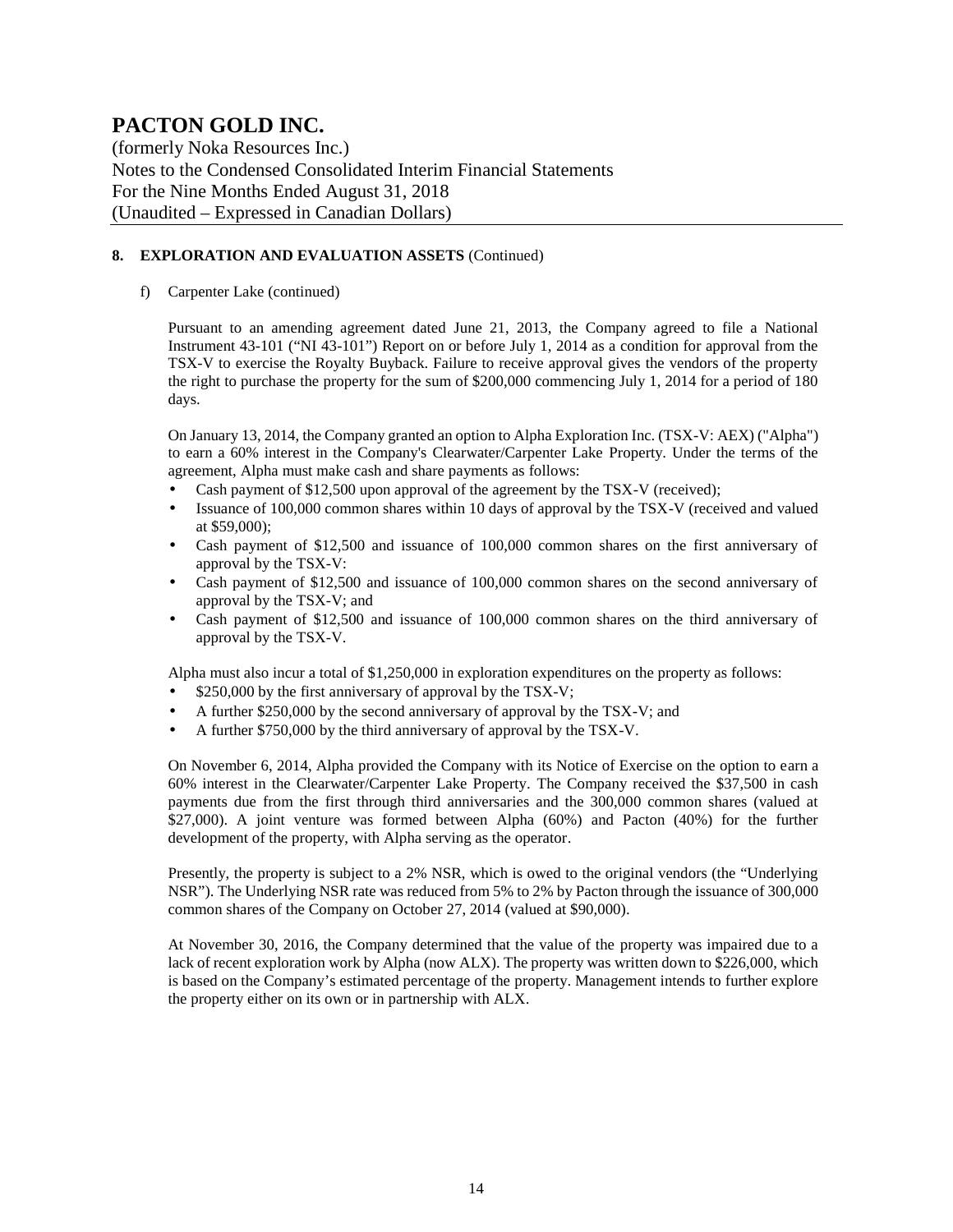## 8. EXPLORATION AND EVALUATION ASSETS (Continued)

f) Carpenter Lake (continued)

Pursuant to an amending agreement dated June 21, 2013, the Company agreed to file a National Instrument 43-101 ("NI 43-101") Report on or before July 1, 2014 as a condition for approval from the TSX-V to exercise the Royalty Buyback. Failure to receive approval gives the vendors of the property the right to purchase the property for the sum of $200,000 commencing July 1, 2014 for a period of 180 days.

On January 13, 2014, the Company granted an option to Alpha Exploration Inc. (TSX-V: AEX) ("Alpha") to earn a 60% interest in the Company's Clearwater/Carpenter Lake Property. Under the terms of the agreement, Alpha must make cash and share payments as follows:

- Cash payment of $12,500 upon approval of the agreement by the TSX-V (received);
- Issuance of 100,000 common shares within 10 days of approval by the TSX-V (received and valued at $59,000);
- Cash payment of $12,500 and issuance of 100,000 common shares on the first anniversary of approval by the TSX-V:
- Cash payment of $12,500 and issuance of 100,000 common shares on the second anniversary of approval by the TSX-V; and
- Cash payment of $12,500 and issuance of 100,000 common shares on the third anniversary of approval by the TSX-V.

Alpha must also incur a total of $1,250,000 in exploration expenditures on the property as follows:

- $250,000 by the first anniversary of approval by the TSX-V;
- A further $250,000 by the second anniversary of approval by the TSX-V; and
- A further $750,000 by the third anniversary of approval by the TSX-V.

On November 6, 2014, Alpha provided the Company with its Notice of Exercise on the option to earn a 60% interest in the Clearwater/Carpenter Lake Property. The Company received the $37,500 in cash payments due from the first through third anniversaries and the 300,000 common shares (valued at $27,000). A joint venture was formed between Alpha (60%) and Pacton (40%) for the further development of the property, with Alpha serving as the operator.

Presently, the property is subject to a 2% NSR, which is owed to the original vendors (the "Underlying NSR"). The Underlying NSR rate was reduced from 5% to 2% by Pacton through the issuance of 300,000 common shares of the Company on October 27, 2014 (valued at $90,000).

At November 30, 2016, the Company determined that the value of the property was impaired due to a lack of recent exploration work by Alpha (now ALX). The property was written down to $226,000, which is based on the Company's estimated percentage of the property. Management intends to further explore the property either on its own or in partnership with ALX.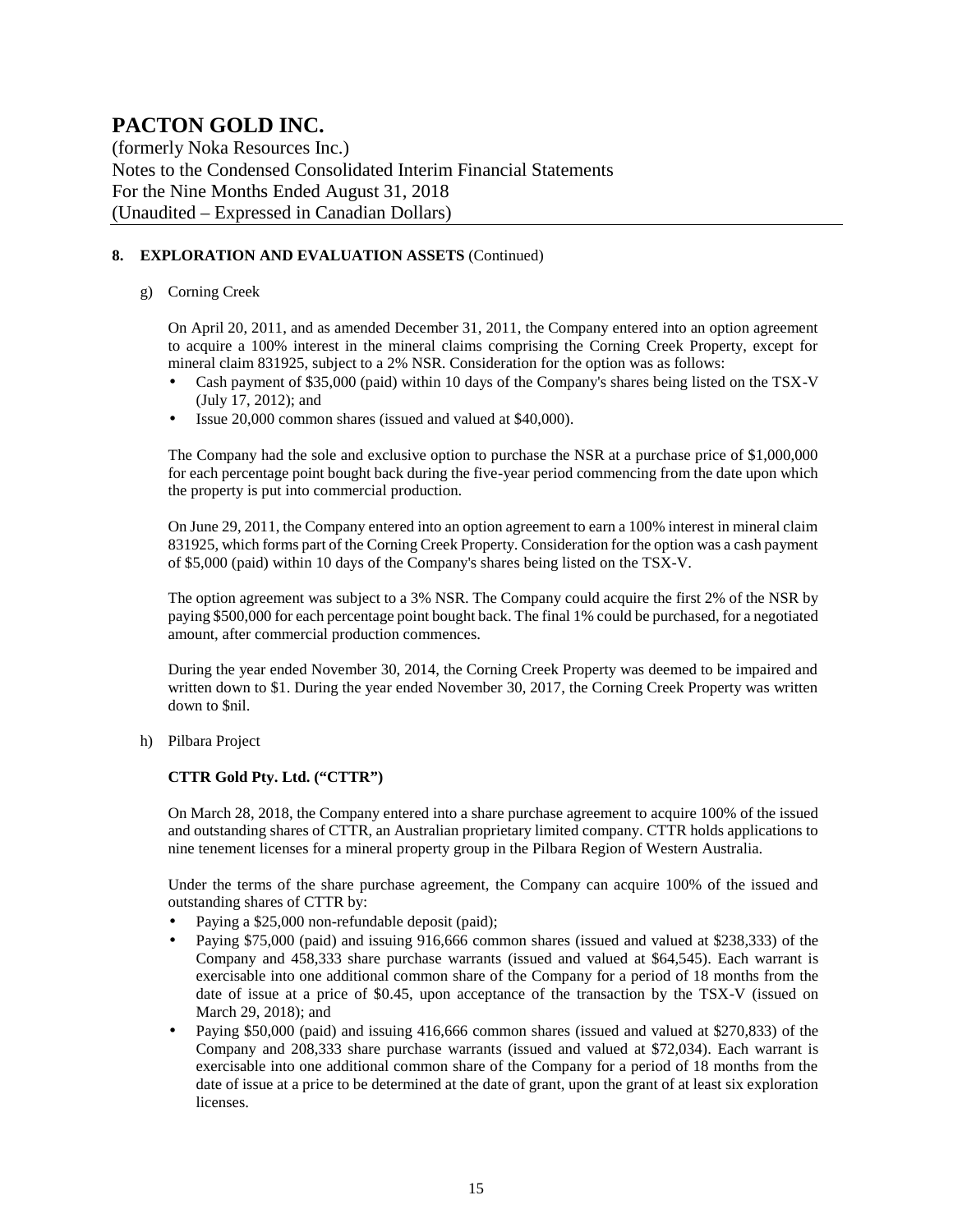## 8. EXPLORATION AND EVALUATION ASSETS (Continued)

g) Corning Creek

On April 20, 2011, and as amended December 31, 2011, the Company entered into an option agreement to acquire a 100% interest in the mineral claims comprising the Corning Creek Property, except for mineral claim 831925, subject to a 2% NSR. Consideration for the option was as follows:

- Cash payment of $35,000 (paid) within 10 days of the Company's shares being listed on the TSX-V (July 17, 2012); and
- Issue 20,000 common shares (issued and valued at $40,000).

The Company had the sole and exclusive option to purchase the NSR at a purchase price of $1,000,000 for each percentage point bought back during the five-year period commencing from the date upon which the property is put into commercial production.

On June 29, 2011, the Company entered into an option agreement to earn a 100% interest in mineral claim 831925, which forms part of the Corning Creek Property. Consideration for the option was a cash payment of $5,000 (paid) within 10 days of the Company's shares being listed on the TSX-V.

The option agreement was subject to a 3% NSR. The Company could acquire the first 2% of the NSR by paying $500,000 for each percentage point bought back. The final 1% could be purchased, for a negotiated amount, after commercial production commences.

During the year ended November 30, 2014, the Corning Creek Property was deemed to be impaired and written down to $1. During the year ended November 30, 2017, the Corning Creek Property was written down to $nil.

h) Pilbara Project

**CTTR Gold Pty. Ltd. ("CTTR")**

On March 28, 2018, the Company entered into a share purchase agreement to acquire 100% of the issued and outstanding shares of CTTR, an Australian proprietary limited company. CTTR holds applications to nine tenement licenses for a mineral property group in the Pilbara Region of Western Australia.

Under the terms of the share purchase agreement, the Company can acquire 100% of the issued and outstanding shares of CTTR by:

- Paying a $25,000 non-refundable deposit (paid);
- Paying $75,000 (paid) and issuing 916,666 common shares (issued and valued at $238,333) of the Company and 458,333 share purchase warrants (issued and valued at $64,545). Each warrant is exercisable into one additional common share of the Company for a period of 18 months from the date of issue at a price of $0.45, upon acceptance of the transaction by the TSX-V (issued on March 29, 2018); and
- Paying $50,000 (paid) and issuing 416,666 common shares (issued and valued at $270,833) of the Company and 208,333 share purchase warrants (issued and valued at $72,034). Each warrant is exercisable into one additional common share of the Company for a period of 18 months from the date of issue at a price to be determined at the date of grant, upon the grant of at least six exploration licenses.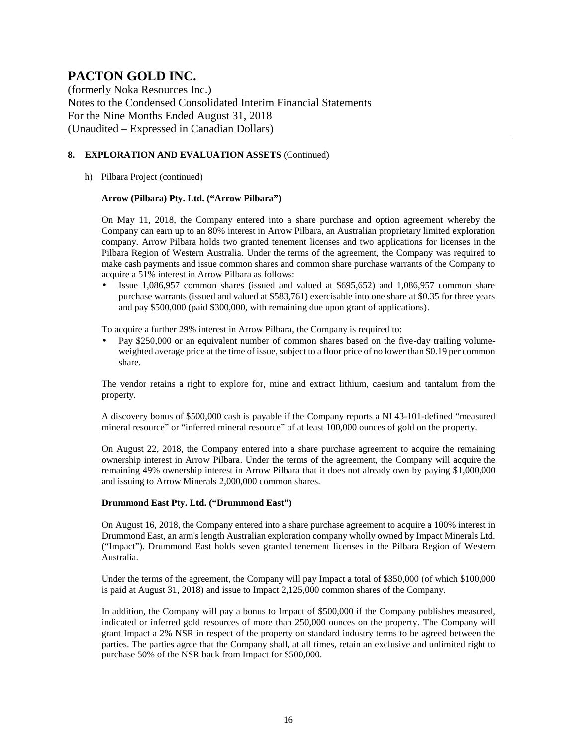# PACTON GOLD INC.

(formerly Noka Resources Inc.)
Notes to the Condensed Consolidated Interim Financial Statements
For the Nine Months Ended August 31, 2018
(Unaudited – Expressed in Canadian Dollars)

## 8. EXPLORATION AND EVALUATION ASSETS (Continued)

h) Pilbara Project (continued)

**Arrow (Pilbara) Pty. Ltd. ("Arrow Pilbara")**

On May 11, 2018, the Company entered into a share purchase and option agreement whereby the Company can earn up to an 80% interest in Arrow Pilbara, an Australian proprietary limited exploration company. Arrow Pilbara holds two granted tenement licenses and two applications for licenses in the Pilbara Region of Western Australia. Under the terms of the agreement, the Company was required to make cash payments and issue common shares and common share purchase warrants of the Company to acquire a 51% interest in Arrow Pilbara as follows:

- Issue 1,086,957 common shares (issued and valued at $695,652) and 1,086,957 common share purchase warrants (issued and valued at $583,761) exercisable into one share at $0.35 for three years and pay $500,000 (paid $300,000, with remaining due upon grant of applications).

To acquire a further 29% interest in Arrow Pilbara, the Company is required to:

- Pay $250,000 or an equivalent number of common shares based on the five-day trailing volume-weighted average price at the time of issue, subject to a floor price of no lower than $0.19 per common share.

The vendor retains a right to explore for, mine and extract lithium, caesium and tantalum from the property.

A discovery bonus of $500,000 cash is payable if the Company reports a NI 43-101-defined "measured mineral resource" or "inferred mineral resource" of at least 100,000 ounces of gold on the property.

On August 22, 2018, the Company entered into a share purchase agreement to acquire the remaining ownership interest in Arrow Pilbara. Under the terms of the agreement, the Company will acquire the remaining 49% ownership interest in Arrow Pilbara that it does not already own by paying $1,000,000 and issuing to Arrow Minerals 2,000,000 common shares.

**Drummond East Pty. Ltd. ("Drummond East")**

On August 16, 2018, the Company entered into a share purchase agreement to acquire a 100% interest in Drummond East, an arm's length Australian exploration company wholly owned by Impact Minerals Ltd. ("Impact"). Drummond East holds seven granted tenement licenses in the Pilbara Region of Western Australia.

Under the terms of the agreement, the Company will pay Impact a total of $350,000 (of which $100,000 is paid at August 31, 2018) and issue to Impact 2,125,000 common shares of the Company.

In addition, the Company will pay a bonus to Impact of $500,000 if the Company publishes measured, indicated or inferred gold resources of more than 250,000 ounces on the property. The Company will grant Impact a 2% NSR in respect of the property on standard industry terms to be agreed between the parties. The parties agree that the Company shall, at all times, retain an exclusive and unlimited right to purchase 50% of the NSR back from Impact for $500,000.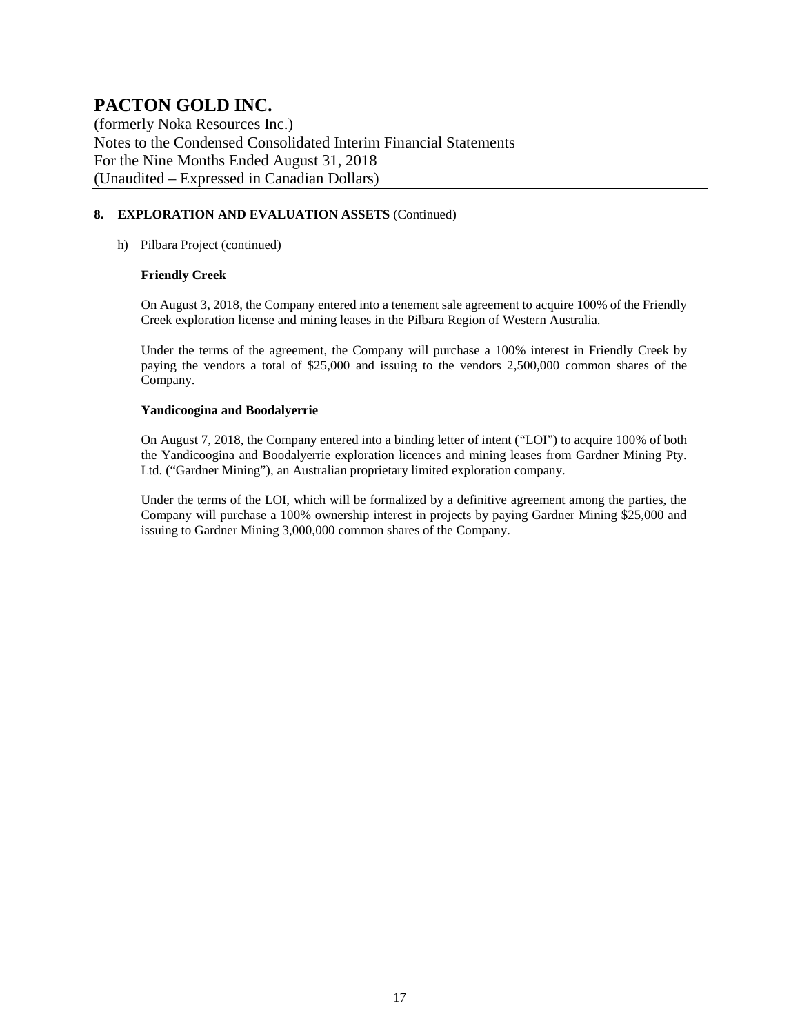# PACTON GOLD INC.

(formerly Noka Resources Inc.)
Notes to the Condensed Consolidated Interim Financial Statements
For the Nine Months Ended August 31, 2018
(Unaudited – Expressed in Canadian Dollars)

## 8. EXPLORATION AND EVALUATION ASSETS (Continued)

h) Pilbara Project (continued)

**Friendly Creek**

On August 3, 2018, the Company entered into a tenement sale agreement to acquire 100% of the Friendly Creek exploration license and mining leases in the Pilbara Region of Western Australia.

Under the terms of the agreement, the Company will purchase a 100% interest in Friendly Creek by paying the vendors a total of $25,000 and issuing to the vendors 2,500,000 common shares of the Company.

**Yandicoogina and Boodalyerrie**

On August 7, 2018, the Company entered into a binding letter of intent ("LOI") to acquire 100% of both the Yandicoogina and Boodalyerrie exploration licences and mining leases from Gardner Mining Pty. Ltd. ("Gardner Mining"), an Australian proprietary limited exploration company.

Under the terms of the LOI, which will be formalized by a definitive agreement among the parties, the Company will purchase a 100% ownership interest in projects by paying Gardner Mining $25,000 and issuing to Gardner Mining 3,000,000 common shares of the Company.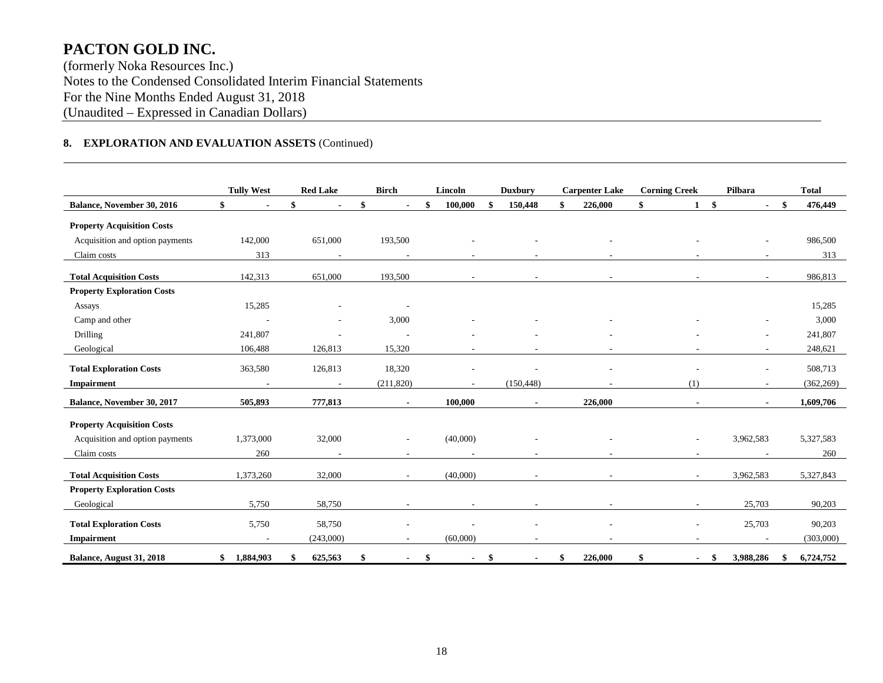# PACTON GOLD INC.

(formerly Noka Resources Inc.)
Notes to the Condensed Consolidated Interim Financial Statements
For the Nine Months Ended August 31, 2018
(Unaudited – Expressed in Canadian Dollars)

## 8. EXPLORATION AND EVALUATION ASSETS (Continued)

| | Tully West | Red Lake | Birch | Lincoln | Duxbury | Carpenter Lake | Corning Creek | Pilbara | Total |
|---|---|---|---|---|---|---|---|---|---|
| **Balance, November 30, 2016** | **$ -** | **$ -** | **$ -** | **$ 100,000** | **$ 150,448** | **$ 226,000** | **$ 1** | **$ -** | **$ 476,449** |
| **Property Acquisition Costs** | | | | | | | | | |
| Acquisition and option payments | 142,000 | 651,000 | 193,500 | - | - | - | - | - | 986,500 |
| Claim costs | 313 | - | - | - | - | - | - | - | 313 |
| **Total Acquisition Costs** | 142,313 | 651,000 | 193,500 | - | - | - | - | - | 986,813 |
| **Property Exploration Costs** | | | | | | | | | |
| Assays | 15,285 | - | - | | | | | | 15,285 |
| Camp and other | - | - | 3,000 | - | - | - | - | - | 3,000 |
| Drilling | 241,807 | - | - | - | - | - | - | - | 241,807 |
| Geological | 106,488 | 126,813 | 15,320 | - | - | - | - | - | 248,621 |
| **Total Exploration Costs** | 363,580 | 126,813 | 18,320 | - | - | - | - | - | 508,713 |
| **Impairment** | - | - | (211,820) | - | (150,448) | - | (1) | - | (362,269) |
| **Balance, November 30, 2017** | **505,893** | **777,813** | **-** | **100,000** | **-** | **226,000** | **-** | **-** | **1,609,706** |
| **Property Acquisition Costs** | | | | | | | | | |
| Acquisition and option payments | 1,373,000 | 32,000 | - | (40,000) | - | - | - | 3,962,583 | 5,327,583 |
| Claim costs | 260 | - | - | - | - | - | - | - | 260 |
| **Total Acquisition Costs** | 1,373,260 | 32,000 | - | (40,000) | - | - | - | 3,962,583 | 5,327,843 |
| **Property Exploration Costs** | | | | | | | | | |
| Geological | 5,750 | 58,750 | - | - | - | - | - | 25,703 | 90,203 |
| **Total Exploration Costs** | 5,750 | 58,750 | - | - | - | - | - | 25,703 | 90,203 |
| **Impairment** | - | (243,000) | - | (60,000) | - | - | - | - | (303,000) |
| **Balance, August 31, 2018** | **$ 1,884,903** | **$ 625,563** | **$ -** | **$ -** | **$ -** | **$ 226,000** | **$ -** | **$ 3,988,286** | **$ 6,724,752** |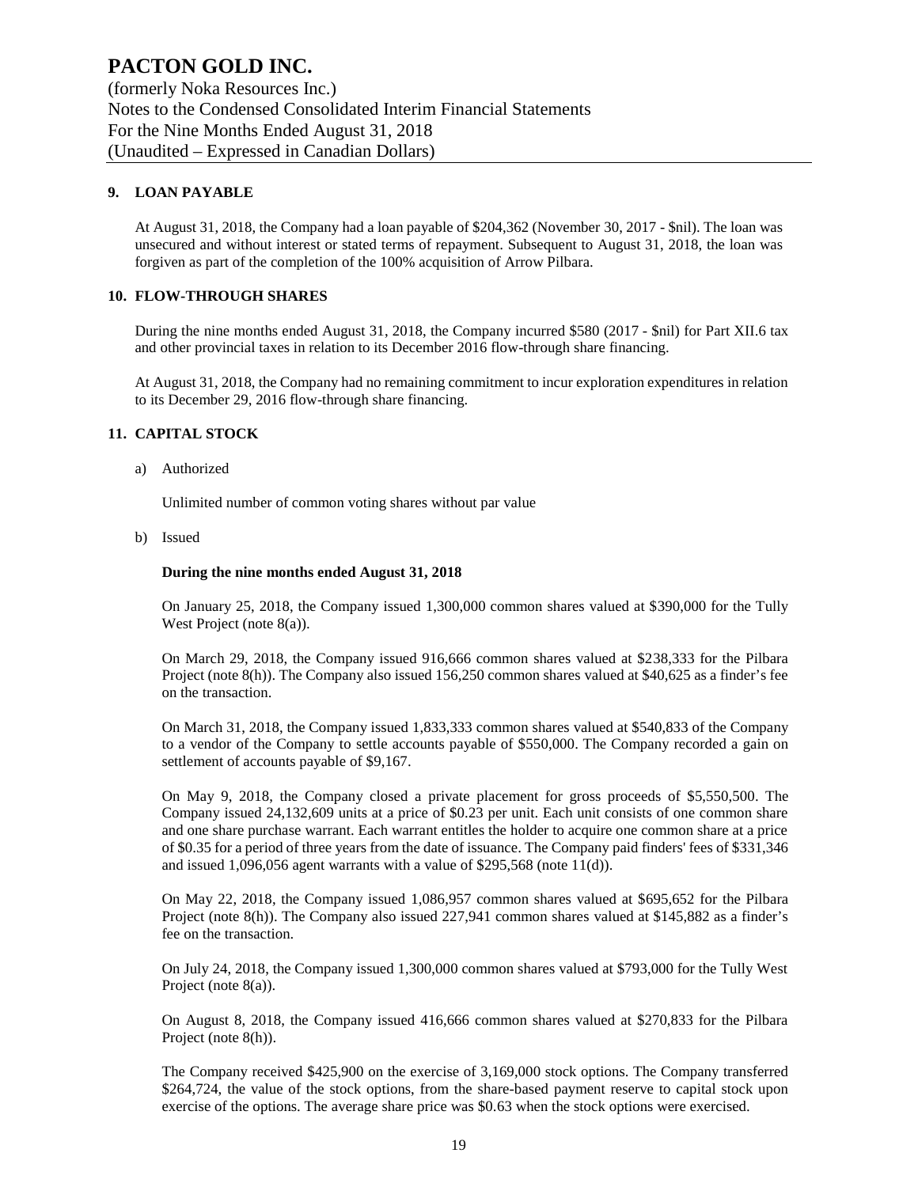## 9. LOAN PAYABLE

At August 31, 2018, the Company had a loan payable of $204,362 (November 30, 2017 - $nil). The loan was unsecured and without interest or stated terms of repayment. Subsequent to August 31, 2018, the loan was forgiven as part of the completion of the 100% acquisition of Arrow Pilbara.

## 10. FLOW-THROUGH SHARES

During the nine months ended August 31, 2018, the Company incurred $580 (2017 - $nil) for Part XII.6 tax and other provincial taxes in relation to its December 2016 flow-through share financing.

At August 31, 2018, the Company had no remaining commitment to incur exploration expenditures in relation to its December 29, 2016 flow-through share financing.

## 11. CAPITAL STOCK

a) Authorized

Unlimited number of common voting shares without par value

b) Issued

**During the nine months ended August 31, 2018**

On January 25, 2018, the Company issued 1,300,000 common shares valued at $390,000 for the Tully West Project (note 8(a)).

On March 29, 2018, the Company issued 916,666 common shares valued at $238,333 for the Pilbara Project (note 8(h)). The Company also issued 156,250 common shares valued at $40,625 as a finder's fee on the transaction.

On March 31, 2018, the Company issued 1,833,333 common shares valued at $540,833 of the Company to a vendor of the Company to settle accounts payable of $550,000. The Company recorded a gain on settlement of accounts payable of $9,167.

On May 9, 2018, the Company closed a private placement for gross proceeds of $5,550,500. The Company issued 24,132,609 units at a price of $0.23 per unit. Each unit consists of one common share and one share purchase warrant. Each warrant entitles the holder to acquire one common share at a price of $0.35 for a period of three years from the date of issuance. The Company paid finders' fees of $331,346 and issued 1,096,056 agent warrants with a value of $295,568 (note 11(d)).

On May 22, 2018, the Company issued 1,086,957 common shares valued at $695,652 for the Pilbara Project (note 8(h)). The Company also issued 227,941 common shares valued at $145,882 as a finder's fee on the transaction.

On July 24, 2018, the Company issued 1,300,000 common shares valued at $793,000 for the Tully West Project (note 8(a)).

On August 8, 2018, the Company issued 416,666 common shares valued at $270,833 for the Pilbara Project (note 8(h)).

The Company received $425,900 on the exercise of 3,169,000 stock options. The Company transferred $264,724, the value of the stock options, from the share-based payment reserve to capital stock upon exercise of the options. The average share price was $0.63 when the stock options were exercised.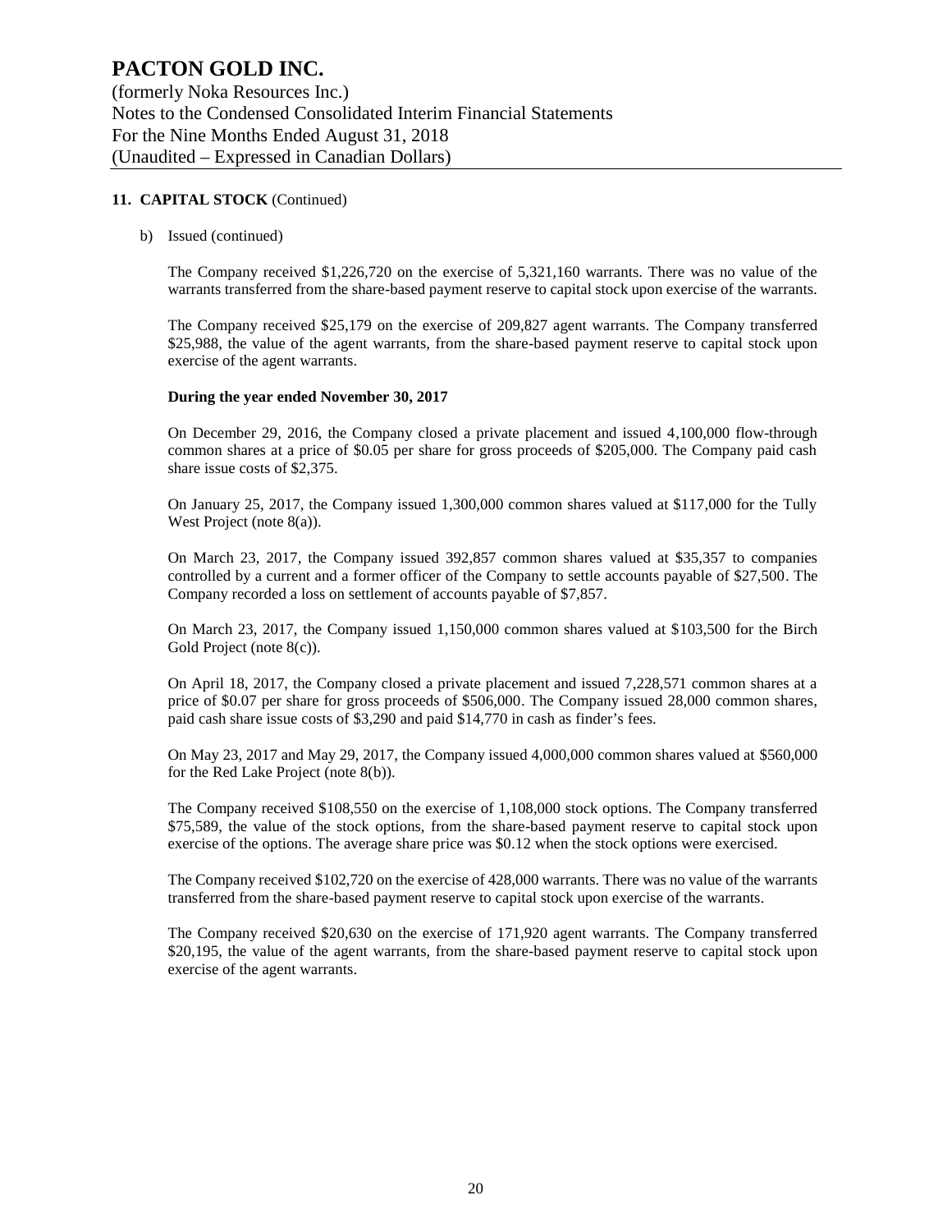## 11. CAPITAL STOCK (Continued)

b) Issued (continued)

The Company received $1,226,720 on the exercise of 5,321,160 warrants. There was no value of the warrants transferred from the share-based payment reserve to capital stock upon exercise of the warrants.

The Company received $25,179 on the exercise of 209,827 agent warrants. The Company transferred $25,988, the value of the agent warrants, from the share-based payment reserve to capital stock upon exercise of the agent warrants.

**During the year ended November 30, 2017**

On December 29, 2016, the Company closed a private placement and issued 4,100,000 flow-through common shares at a price of $0.05 per share for gross proceeds of $205,000. The Company paid cash share issue costs of $2,375.

On January 25, 2017, the Company issued 1,300,000 common shares valued at $117,000 for the Tully West Project (note 8(a)).

On March 23, 2017, the Company issued 392,857 common shares valued at $35,357 to companies controlled by a current and a former officer of the Company to settle accounts payable of $27,500. The Company recorded a loss on settlement of accounts payable of $7,857.

On March 23, 2017, the Company issued 1,150,000 common shares valued at $103,500 for the Birch Gold Project (note 8(c)).

On April 18, 2017, the Company closed a private placement and issued 7,228,571 common shares at a price of $0.07 per share for gross proceeds of $506,000. The Company issued 28,000 common shares, paid cash share issue costs of $3,290 and paid $14,770 in cash as finder's fees.

On May 23, 2017 and May 29, 2017, the Company issued 4,000,000 common shares valued at $560,000 for the Red Lake Project (note 8(b)).

The Company received $108,550 on the exercise of 1,108,000 stock options. The Company transferred $75,589, the value of the stock options, from the share-based payment reserve to capital stock upon exercise of the options. The average share price was $0.12 when the stock options were exercised.

The Company received $102,720 on the exercise of 428,000 warrants. There was no value of the warrants transferred from the share-based payment reserve to capital stock upon exercise of the warrants.

The Company received $20,630 on the exercise of 171,920 agent warrants. The Company transferred $20,195, the value of the agent warrants, from the share-based payment reserve to capital stock upon exercise of the agent warrants.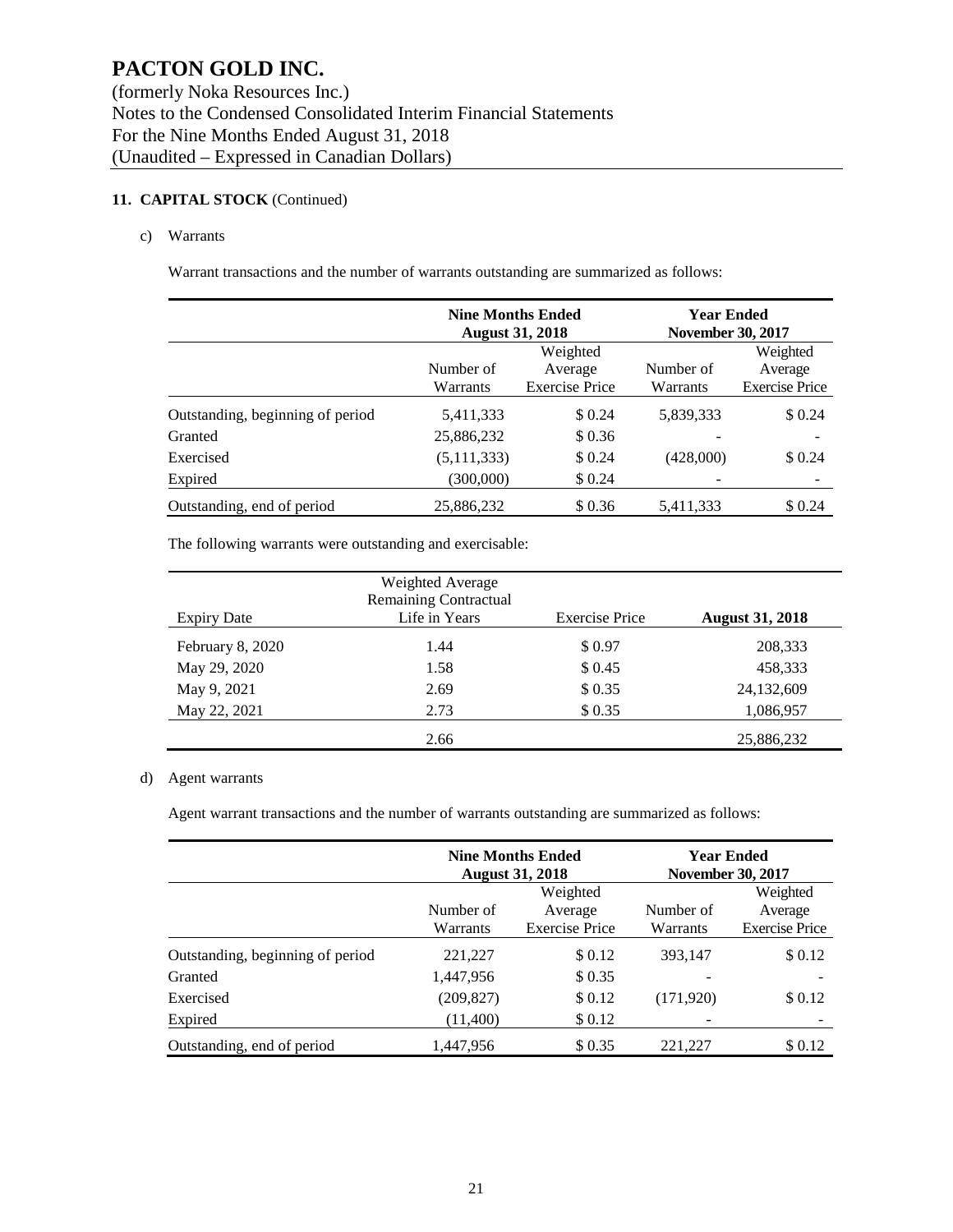# PACTON GOLD INC.

(formerly Noka Resources Inc.)
Notes to the Condensed Consolidated Interim Financial Statements
For the Nine Months Ended August 31, 2018
(Unaudited – Expressed in Canadian Dollars)

**11. CAPITAL STOCK** (Continued)

c) Warrants

Warrant transactions and the number of warrants outstanding are summarized as follows:

| | **Nine Months Ended August 31, 2018** | | **Year Ended November 30, 2017** | |
|---|---|---|---|---|
| | Number of Warrants | Weighted Average Exercise Price | Number of Warrants | Weighted Average Exercise Price |
| Outstanding, beginning of period | 5,411,333 | $ 0.24 | 5,839,333 | $ 0.24 |
| Granted | 25,886,232 | $ 0.36 | - | - |
| Exercised | (5,111,333) | $ 0.24 | (428,000) | $ 0.24 |
| Expired | (300,000) | $ 0.24 | - | - |
| Outstanding, end of period | 25,886,232 | $ 0.36 | 5,411,333 | $ 0.24 |

The following warrants were outstanding and exercisable:

| Expiry Date | Weighted Average Remaining Contractual Life in Years | Exercise Price | **August 31, 2018** |
|---|---|---|---|
| February 8, 2020 | 1.44 | $ 0.97 | 208,333 |
| May 29, 2020 | 1.58 | $ 0.45 | 458,333 |
| May 9, 2021 | 2.69 | $ 0.35 | 24,132,609 |
| May 22, 2021 | 2.73 | $ 0.35 | 1,086,957 |
| | 2.66 | | 25,886,232 |

d) Agent warrants

Agent warrant transactions and the number of warrants outstanding are summarized as follows:

| | **Nine Months Ended August 31, 2018** | | **Year Ended November 30, 2017** | |
|---|---|---|---|---|
| | Number of Warrants | Weighted Average Exercise Price | Number of Warrants | Weighted Average Exercise Price |
| Outstanding, beginning of period | 221,227 | $ 0.12 | 393,147 | $ 0.12 |
| Granted | 1,447,956 | $ 0.35 | - | - |
| Exercised | (209,827) | $ 0.12 | (171,920) | $ 0.12 |
| Expired | (11,400) | $ 0.12 | - | - |
| Outstanding, end of period | 1,447,956 | $ 0.35 | 221,227 | $ 0.12 |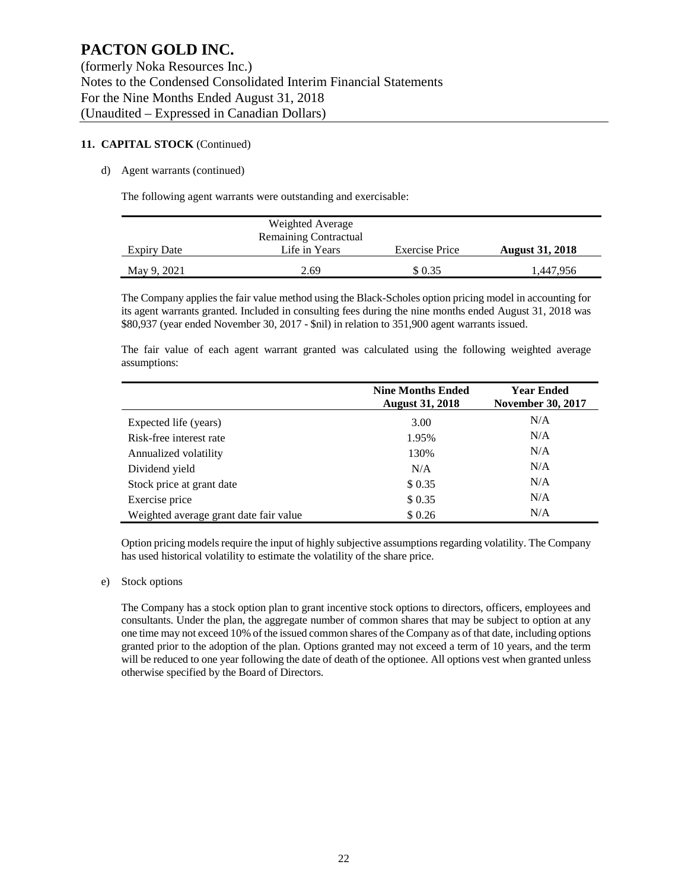# PACTON GOLD INC.

(formerly Noka Resources Inc.)
Notes to the Condensed Consolidated Interim Financial Statements
For the Nine Months Ended August 31, 2018
(Unaudited – Expressed in Canadian Dollars)

**11. CAPITAL STOCK** (Continued)

d) Agent warrants (continued)

The following agent warrants were outstanding and exercisable:

| Expiry Date | Weighted Average Remaining Contractual Life in Years | Exercise Price | **August 31, 2018** |
|---|---|---|---|
| May 9, 2021 | 2.69 | $ 0.35 | 1,447,956 |

The Company applies the fair value method using the Black-Scholes option pricing model in accounting for its agent warrants granted. Included in consulting fees during the nine months ended August 31, 2018 was $80,937 (year ended November 30, 2017 - $nil) in relation to 351,900 agent warrants issued.

The fair value of each agent warrant granted was calculated using the following weighted average assumptions:

| | **Nine Months Ended August 31, 2018** | **Year Ended November 30, 2017** |
|---|---|---|
| Expected life (years) | 3.00 | N/A |
| Risk-free interest rate | 1.95% | N/A |
| Annualized volatility | 130% | N/A |
| Dividend yield | N/A | N/A |
| Stock price at grant date | $ 0.35 | N/A |
| Exercise price | $ 0.35 | N/A |
| Weighted average grant date fair value | $ 0.26 | N/A |

Option pricing models require the input of highly subjective assumptions regarding volatility. The Company has used historical volatility to estimate the volatility of the share price.

e) Stock options

The Company has a stock option plan to grant incentive stock options to directors, officers, employees and consultants. Under the plan, the aggregate number of common shares that may be subject to option at any one time may not exceed 10% of the issued common shares of the Company as of that date, including options granted prior to the adoption of the plan. Options granted may not exceed a term of 10 years, and the term will be reduced to one year following the date of death of the optionee. All options vest when granted unless otherwise specified by the Board of Directors.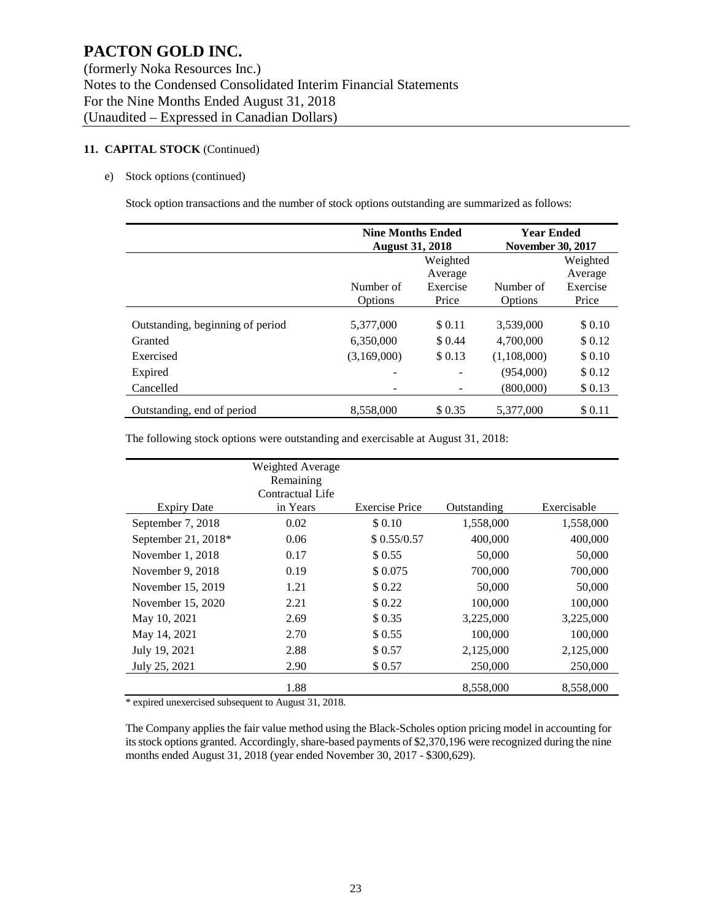# PACTON GOLD INC.

(formerly Noka Resources Inc.)
Notes to the Condensed Consolidated Interim Financial Statements
For the Nine Months Ended August 31, 2018
(Unaudited – Expressed in Canadian Dollars)

## 11. CAPITAL STOCK (Continued)

e) Stock options (continued)

Stock option transactions and the number of stock options outstanding are summarized as follows:

| | Nine Months Ended August 31, 2018 | | Year Ended November 30, 2017 | |
|---|---|---|---|---|
| | Number of Options | Weighted Average Exercise Price | Number of Options | Weighted Average Exercise Price |
| Outstanding, beginning of period | 5,377,000 | $ 0.11 | 3,539,000 | $ 0.10 |
| Granted | 6,350,000 | $ 0.44 | 4,700,000 | $ 0.12 |
| Exercised | (3,169,000) | $ 0.13 | (1,108,000) | $ 0.10 |
| Expired | - | - | (954,000) | $ 0.12 |
| Cancelled | - | - | (800,000) | $ 0.13 |
| Outstanding, end of period | 8,558,000 | $ 0.35 | 5,377,000 | $ 0.11 |

The following stock options were outstanding and exercisable at August 31, 2018:

| Expiry Date | Weighted Average Remaining Contractual Life in Years | Exercise Price | Outstanding | Exercisable |
|---|---|---|---|---|
| September 7, 2018 | 0.02 | $ 0.10 | 1,558,000 | 1,558,000 |
| September 21, 2018* | 0.06 | $ 0.55/0.57 | 400,000 | 400,000 |
| November 1, 2018 | 0.17 | $ 0.55 | 50,000 | 50,000 |
| November 9, 2018 | 0.19 | $ 0.075 | 700,000 | 700,000 |
| November 15, 2019 | 1.21 | $ 0.22 | 50,000 | 50,000 |
| November 15, 2020 | 2.21 | $ 0.22 | 100,000 | 100,000 |
| May 10, 2021 | 2.69 | $ 0.35 | 3,225,000 | 3,225,000 |
| May 14, 2021 | 2.70 | $ 0.55 | 100,000 | 100,000 |
| July 19, 2021 | 2.88 | $ 0.57 | 2,125,000 | 2,125,000 |
| July 25, 2021 | 2.90 | $ 0.57 | 250,000 | 250,000 |
| | 1.88 | | 8,558,000 | 8,558,000 |

\* expired unexercised subsequent to August 31, 2018.

The Company applies the fair value method using the Black-Scholes option pricing model in accounting for its stock options granted. Accordingly, share-based payments of $2,370,196 were recognized during the nine months ended August 31, 2018 (year ended November 30, 2017 - $300,629).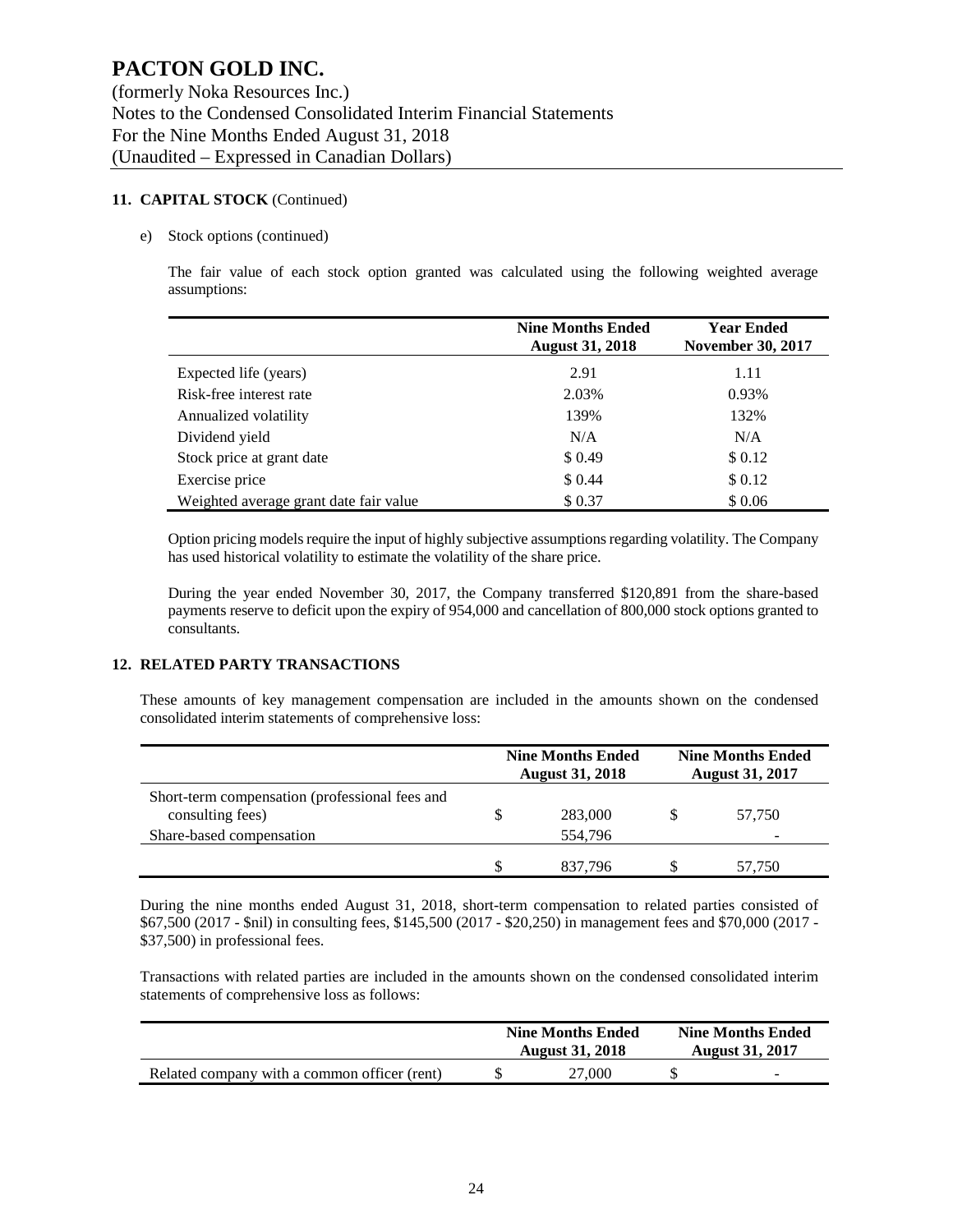# PACTON GOLD INC.

(formerly Noka Resources Inc.)
Notes to the Condensed Consolidated Interim Financial Statements
For the Nine Months Ended August 31, 2018
(Unaudited – Expressed in Canadian Dollars)

## 11. CAPITAL STOCK (Continued)

e) Stock options (continued)

The fair value of each stock option granted was calculated using the following weighted average assumptions:

| | Nine Months Ended August 31, 2018 | Year Ended November 30, 2017 |
|---|---|---|
| Expected life (years) | 2.91 | 1.11 |
| Risk-free interest rate | 2.03% | 0.93% |
| Annualized volatility | 139% | 132% |
| Dividend yield | N/A | N/A |
| Stock price at grant date | $ 0.49 | $ 0.12 |
| Exercise price | $ 0.44 | $ 0.12 |
| Weighted average grant date fair value | $ 0.37 | $ 0.06 |

Option pricing models require the input of highly subjective assumptions regarding volatility. The Company has used historical volatility to estimate the volatility of the share price.

During the year ended November 30, 2017, the Company transferred $120,891 from the share-based payments reserve to deficit upon the expiry of 954,000 and cancellation of 800,000 stock options granted to consultants.

## 12. RELATED PARTY TRANSACTIONS

These amounts of key management compensation are included in the amounts shown on the condensed consolidated interim statements of comprehensive loss:

| | Nine Months Ended August 31, 2018 | Nine Months Ended August 31, 2017 |
|---|---|---|
| Short-term compensation (professional fees and consulting fees) | $ 283,000 | $ 57,750 |
| Share-based compensation | 554,796 | - |
| | $ 837,796 | $ 57,750 |

During the nine months ended August 31, 2018, short-term compensation to related parties consisted of $67,500 (2017 - $nil) in consulting fees, $145,500 (2017 - $20,250) in management fees and $70,000 (2017 - $37,500) in professional fees.

Transactions with related parties are included in the amounts shown on the condensed consolidated interim statements of comprehensive loss as follows:

| | Nine Months Ended August 31, 2018 | Nine Months Ended August 31, 2017 |
|---|---|---|
| Related company with a common officer (rent) | $ 27,000 | $ - |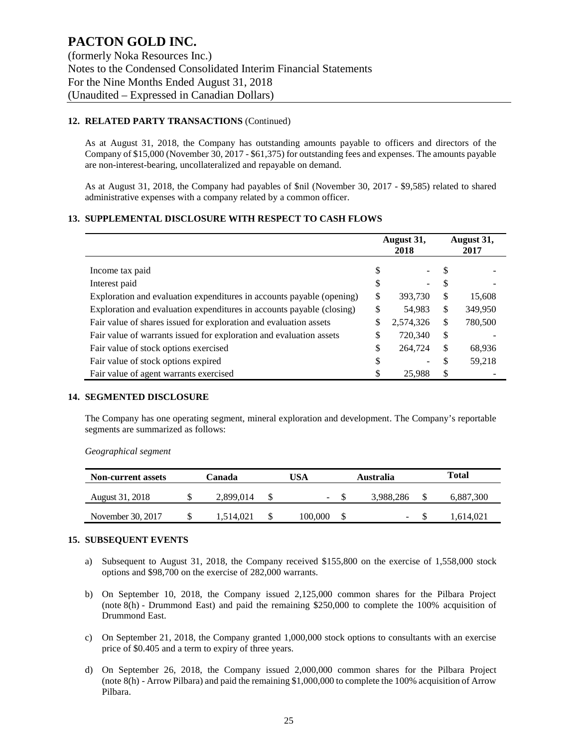# PACTON GOLD INC.

(formerly Noka Resources Inc.)
Notes to the Condensed Consolidated Interim Financial Statements
For the Nine Months Ended August 31, 2018
(Unaudited – Expressed in Canadian Dollars)

## 12. RELATED PARTY TRANSACTIONS (Continued)

As at August 31, 2018, the Company has outstanding amounts payable to officers and directors of the Company of $15,000 (November 30, 2017 - $61,375) for outstanding fees and expenses. The amounts payable are non-interest-bearing, uncollateralized and repayable on demand.

As at August 31, 2018, the Company had payables of $nil (November 30, 2017 - $9,585) related to shared administrative expenses with a company related by a common officer.

## 13. SUPPLEMENTAL DISCLOSURE WITH RESPECT TO CASH FLOWS

| | August 31, 2018 | August 31, 2017 |
|---|---|---|
| Income tax paid | $ - | $ - |
| Interest paid | $ - | $ - |
| Exploration and evaluation expenditures in accounts payable (opening) | $ 393,730 | $ 15,608 |
| Exploration and evaluation expenditures in accounts payable (closing) | $ 54,983 | $ 349,950 |
| Fair value of shares issued for exploration and evaluation assets | $ 2,574,326 | $ 780,500 |
| Fair value of warrants issued for exploration and evaluation assets | $ 720,340 | $ - |
| Fair value of stock options exercised | $ 264,724 | $ 68,936 |
| Fair value of stock options expired | $ - | $ 59,218 |
| Fair value of agent warrants exercised | $ 25,988 | $ - |

## 14. SEGMENTED DISCLOSURE

The Company has one operating segment, mineral exploration and development. The Company's reportable segments are summarized as follows:

*Geographical segment*

| Non-current assets | Canada | USA | Australia | Total |
|---|---|---|---|---|
| August 31, 2018 | $ 2,899,014 | $ - | $ 3,988,286 | $ 6,887,300 |
| November 30, 2017 | $ 1,514,021 | $ 100,000 | $ - | $ 1,614,021 |

## 15. SUBSEQUENT EVENTS

a) Subsequent to August 31, 2018, the Company received $155,800 on the exercise of 1,558,000 stock options and $98,700 on the exercise of 282,000 warrants.

b) On September 10, 2018, the Company issued 2,125,000 common shares for the Pilbara Project (note 8(h) - Drummond East) and paid the remaining $250,000 to complete the 100% acquisition of Drummond East.

c) On September 21, 2018, the Company granted 1,000,000 stock options to consultants with an exercise price of $0.405 and a term to expiry of three years.

d) On September 26, 2018, the Company issued 2,000,000 common shares for the Pilbara Project (note 8(h) - Arrow Pilbara) and paid the remaining $1,000,000 to complete the 100% acquisition of Arrow Pilbara.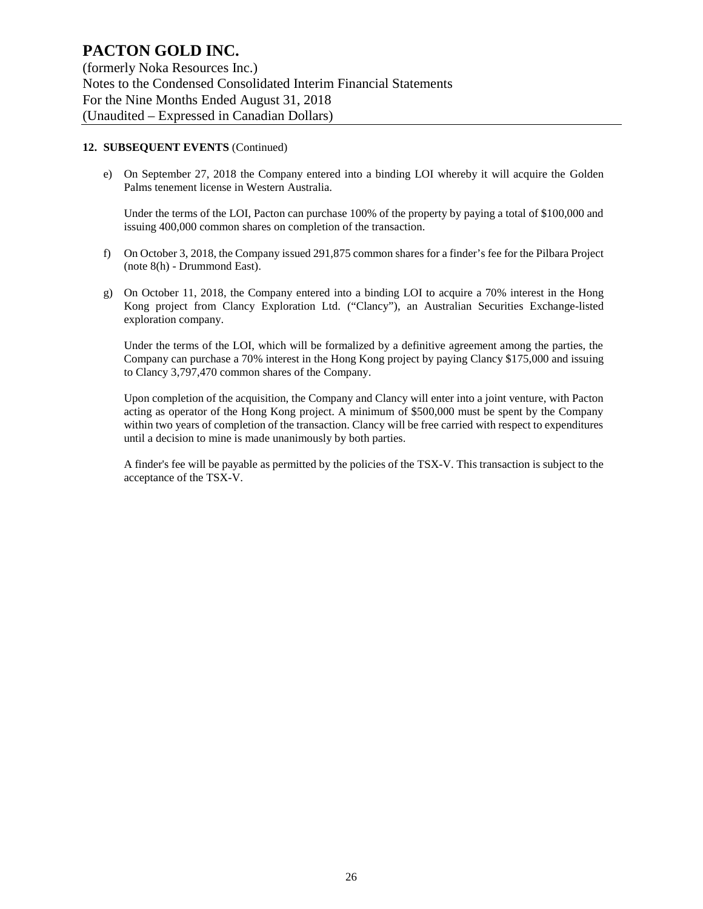## 12. SUBSEQUENT EVENTS (Continued)

e) On September 27, 2018 the Company entered into a binding LOI whereby it will acquire the Golden Palms tenement license in Western Australia.

   Under the terms of the LOI, Pacton can purchase 100% of the property by paying a total of $100,000 and issuing 400,000 common shares on completion of the transaction.

f) On October 3, 2018, the Company issued 291,875 common shares for a finder's fee for the Pilbara Project (note 8(h) - Drummond East).

g) On October 11, 2018, the Company entered into a binding LOI to acquire a 70% interest in the Hong Kong project from Clancy Exploration Ltd. ("Clancy"), an Australian Securities Exchange-listed exploration company.

   Under the terms of the LOI, which will be formalized by a definitive agreement among the parties, the Company can purchase a 70% interest in the Hong Kong project by paying Clancy $175,000 and issuing to Clancy 3,797,470 common shares of the Company.

   Upon completion of the acquisition, the Company and Clancy will enter into a joint venture, with Pacton acting as operator of the Hong Kong project. A minimum of $500,000 must be spent by the Company within two years of completion of the transaction. Clancy will be free carried with respect to expenditures until a decision to mine is made unanimously by both parties.

   A finder's fee will be payable as permitted by the policies of the TSX-V. This transaction is subject to the acceptance of the TSX-V.